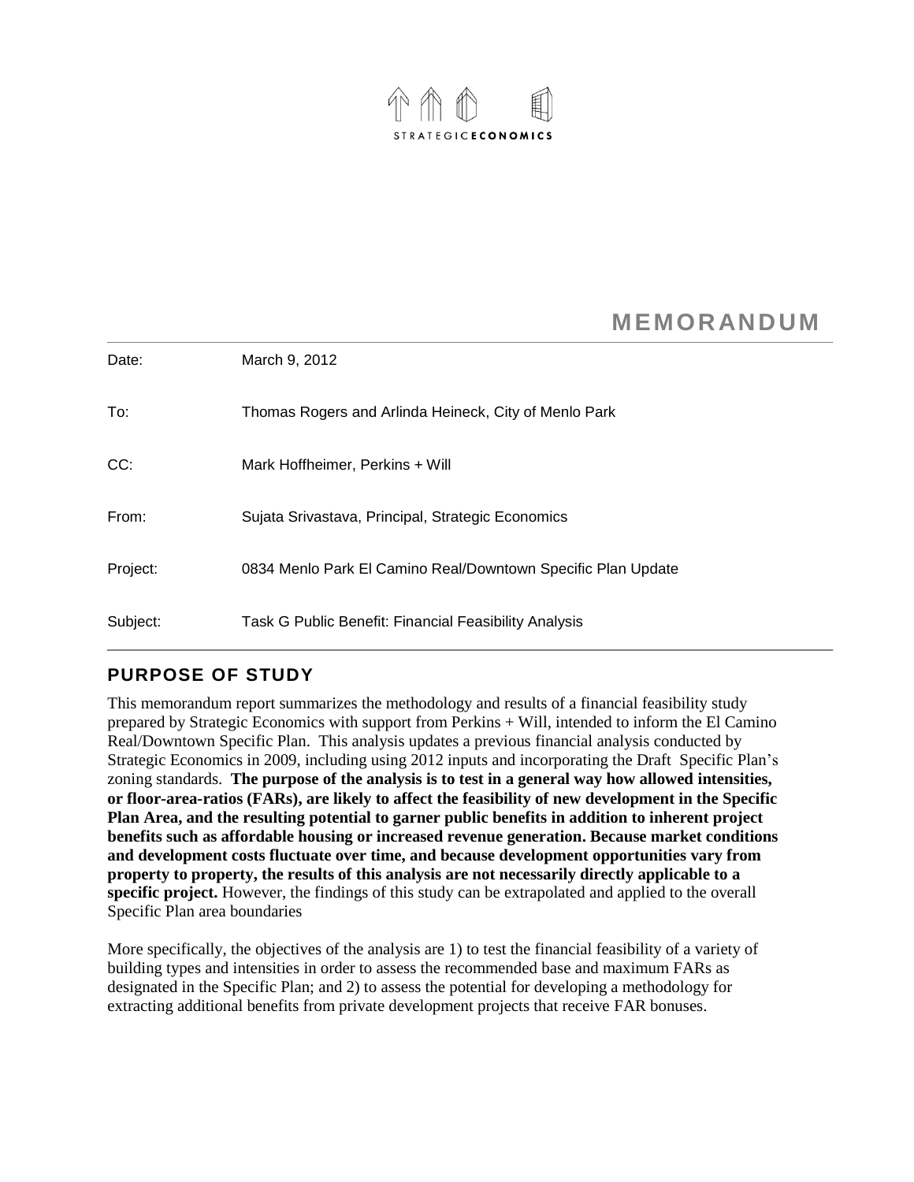STRATEGIC**ECONOMICS**

# MEMORANDUM

| | |
|---|---|
| Date: | March 9, 2012 |
| To: | Thomas Rogers and Arlinda Heineck, City of Menlo Park |
| CC: | Mark Hoffheimer, Perkins + Will |
| From: | Sujata Srivastava, Principal, Strategic Economics |
| Project: | 0834 Menlo Park El Camino Real/Downtown Specific Plan Update |
| Subject: | Task G Public Benefit: Financial Feasibility Analysis |

## PURPOSE OF STUDY

This memorandum report summarizes the methodology and results of a financial feasibility study prepared by Strategic Economics with support from Perkins + Will, intended to inform the El Camino Real/Downtown Specific Plan. This analysis updates a previous financial analysis conducted by Strategic Economics in 2009, including using 2012 inputs and incorporating the Draft Specific Plan's zoning standards. **The purpose of the analysis is to test in a general way how allowed intensities, or floor-area-ratios (FARs), are likely to affect the feasibility of new development in the Specific Plan Area, and the resulting potential to garner public benefits in addition to inherent project benefits such as affordable housing or increased revenue generation. Because market conditions and development costs fluctuate over time, and because development opportunities vary from property to property, the results of this analysis are not necessarily directly applicable to a specific project.** However, the findings of this study can be extrapolated and applied to the overall Specific Plan area boundaries

More specifically, the objectives of the analysis are 1) to test the financial feasibility of a variety of building types and intensities in order to assess the recommended base and maximum FARs as designated in the Specific Plan; and 2) to assess the potential for developing a methodology for extracting additional benefits from private development projects that receive FAR bonuses.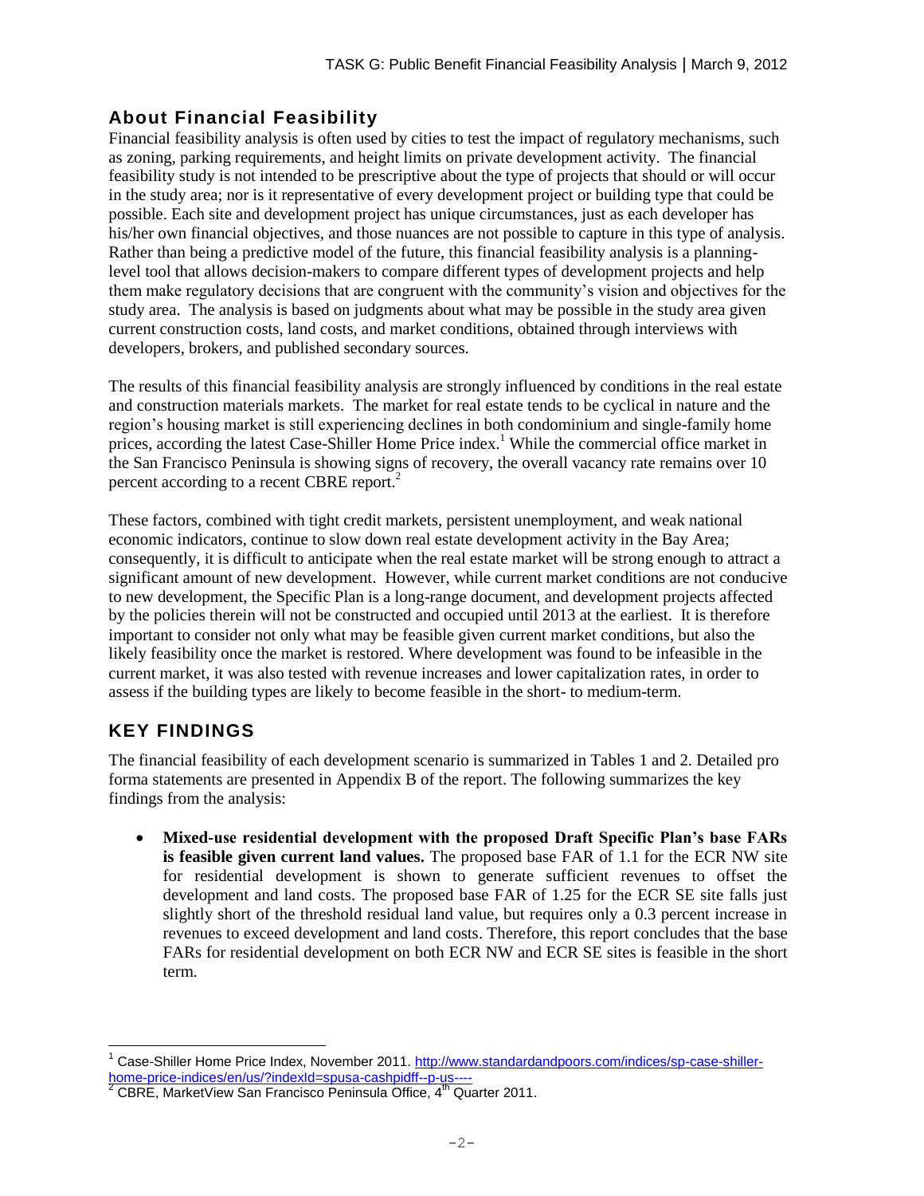## About Financial Feasibility

Financial feasibility analysis is often used by cities to test the impact of regulatory mechanisms, such as zoning, parking requirements, and height limits on private development activity. The financial feasibility study is not intended to be prescriptive about the type of projects that should or will occur in the study area; nor is it representative of every development project or building type that could be possible. Each site and development project has unique circumstances, just as each developer has his/her own financial objectives, and those nuances are not possible to capture in this type of analysis. Rather than being a predictive model of the future, this financial feasibility analysis is a planning-level tool that allows decision-makers to compare different types of development projects and help them make regulatory decisions that are congruent with the community's vision and objectives for the study area. The analysis is based on judgments about what may be possible in the study area given current construction costs, land costs, and market conditions, obtained through interviews with developers, brokers, and published secondary sources.

The results of this financial feasibility analysis are strongly influenced by conditions in the real estate and construction materials markets. The market for real estate tends to be cyclical in nature and the region's housing market is still experiencing declines in both condominium and single-family home prices, according the latest Case-Shiller Home Price index.[1] While the commercial office market in the San Francisco Peninsula is showing signs of recovery, the overall vacancy rate remains over 10 percent according to a recent CBRE report.[2]

These factors, combined with tight credit markets, persistent unemployment, and weak national economic indicators, continue to slow down real estate development activity in the Bay Area; consequently, it is difficult to anticipate when the real estate market will be strong enough to attract a significant amount of new development. However, while current market conditions are not conducive to new development, the Specific Plan is a long-range document, and development projects affected by the policies therein will not be constructed and occupied until 2013 at the earliest. It is therefore important to consider not only what may be feasible given current market conditions, but also the likely feasibility once the market is restored. Where development was found to be infeasible in the current market, it was also tested with revenue increases and lower capitalization rates, in order to assess if the building types are likely to become feasible in the short- to medium-term.

## KEY FINDINGS

The financial feasibility of each development scenario is summarized in Tables 1 and 2. Detailed pro forma statements are presented in Appendix B of the report. The following summarizes the key findings from the analysis:

- **Mixed-use residential development with the proposed Draft Specific Plan's base FARs is feasible given current land values.** The proposed base FAR of 1.1 for the ECR NW site for residential development is shown to generate sufficient revenues to offset the development and land costs. The proposed base FAR of 1.25 for the ECR SE site falls just slightly short of the threshold residual land value, but requires only a 0.3 percent increase in revenues to exceed development and land costs. Therefore, this report concludes that the base FARs for residential development on both ECR NW and ECR SE sites is feasible in the short term.

---

[1] Case-Shiller Home Price Index, November 2011. http://www.standardandpoors.com/indices/sp-case-shiller-home-price-indices/en/us/?indexId=spusa-cashpidff--p-us----

[2] CBRE, MarketView San Francisco Peninsula Office, 4th Quarter 2011.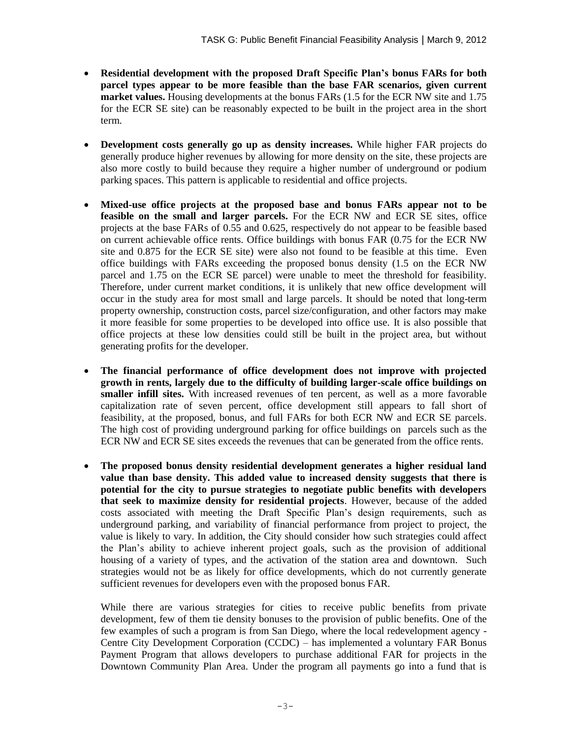- **Residential development with the proposed Draft Specific Plan's bonus FARs for both parcel types appear to be more feasible than the base FAR scenarios, given current market values.** Housing developments at the bonus FARs (1.5 for the ECR NW site and 1.75 for the ECR SE site) can be reasonably expected to be built in the project area in the short term.

- **Development costs generally go up as density increases.** While higher FAR projects do generally produce higher revenues by allowing for more density on the site, these projects are also more costly to build because they require a higher number of underground or podium parking spaces. This pattern is applicable to residential and office projects.

- **Mixed-use office projects at the proposed base and bonus FARs appear not to be feasible on the small and larger parcels.** For the ECR NW and ECR SE sites, office projects at the base FARs of 0.55 and 0.625, respectively do not appear to be feasible based on current achievable office rents. Office buildings with bonus FAR (0.75 for the ECR NW site and 0.875 for the ECR SE site) were also not found to be feasible at this time. Even office buildings with FARs exceeding the proposed bonus density (1.5 on the ECR NW parcel and 1.75 on the ECR SE parcel) were unable to meet the threshold for feasibility. Therefore, under current market conditions, it is unlikely that new office development will occur in the study area for most small and large parcels. It should be noted that long-term property ownership, construction costs, parcel size/configuration, and other factors may make it more feasible for some properties to be developed into office use. It is also possible that office projects at these low densities could still be built in the project area, but without generating profits for the developer.

- **The financial performance of office development does not improve with projected growth in rents, largely due to the difficulty of building larger-scale office buildings on smaller infill sites.** With increased revenues of ten percent, as well as a more favorable capitalization rate of seven percent, office development still appears to fall short of feasibility, at the proposed, bonus, and full FARs for both ECR NW and ECR SE parcels. The high cost of providing underground parking for office buildings on parcels such as the ECR NW and ECR SE sites exceeds the revenues that can be generated from the office rents.

- **The proposed bonus density residential development generates a higher residual land value than base density. This added value to increased density suggests that there is potential for the city to pursue strategies to negotiate public benefits with developers that seek to maximize density for residential projects**. However, because of the added costs associated with meeting the Draft Specific Plan's design requirements, such as underground parking, and variability of financial performance from project to project, the value is likely to vary. In addition, the City should consider how such strategies could affect the Plan's ability to achieve inherent project goals, such as the provision of additional housing of a variety of types, and the activation of the station area and downtown. Such strategies would not be as likely for office developments, which do not currently generate sufficient revenues for developers even with the proposed bonus FAR.

  While there are various strategies for cities to receive public benefits from private development, few of them tie density bonuses to the provision of public benefits. One of the few examples of such a program is from San Diego, where the local redevelopment agency - Centre City Development Corporation (CCDC) – has implemented a voluntary FAR Bonus Payment Program that allows developers to purchase additional FAR for projects in the Downtown Community Plan Area. Under the program all payments go into a fund that is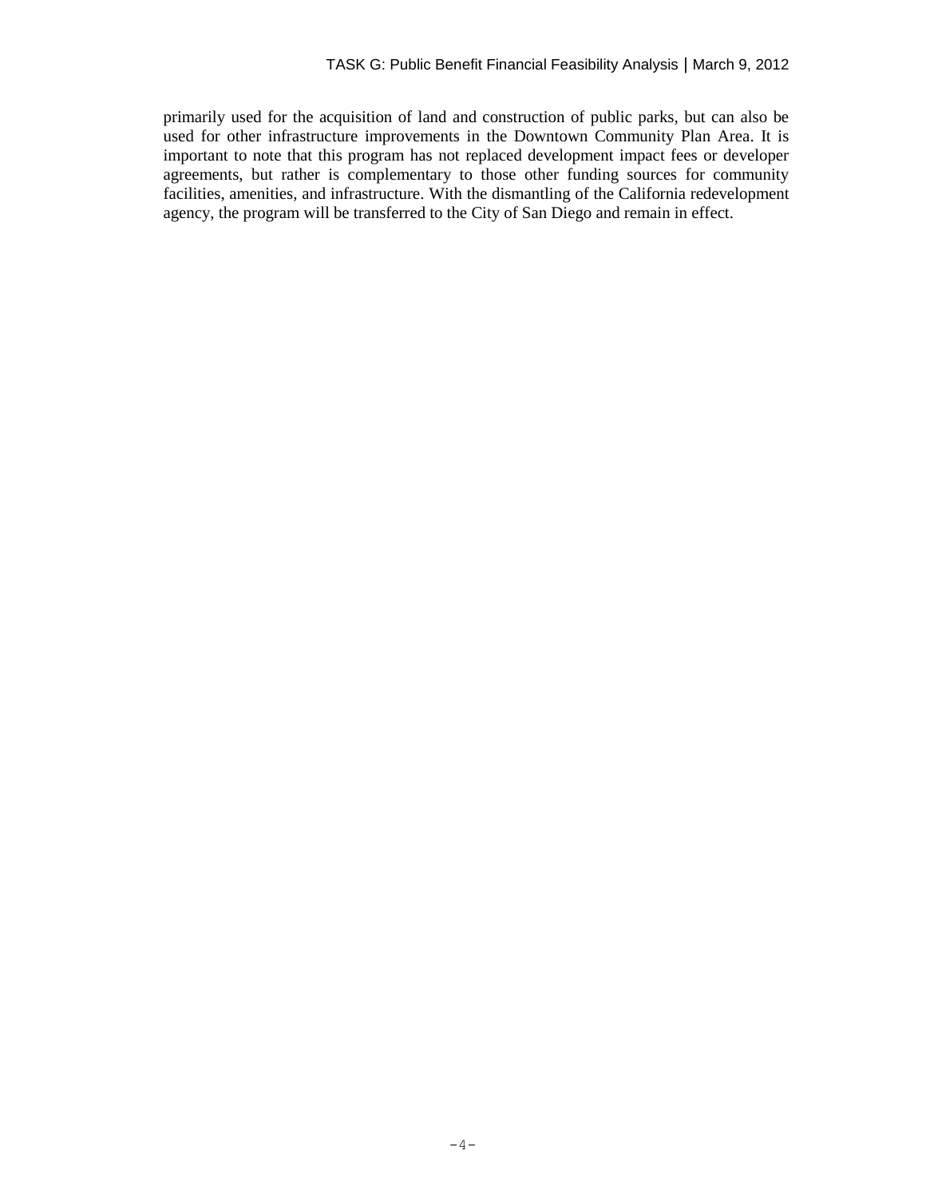primarily used for the acquisition of land and construction of public parks, but can also be used for other infrastructure improvements in the Downtown Community Plan Area. It is important to note that this program has not replaced development impact fees or developer agreements, but rather is complementary to those other funding sources for community facilities, amenities, and infrastructure. With the dismantling of the California redevelopment agency, the program will be transferred to the City of San Diego and remain in effect.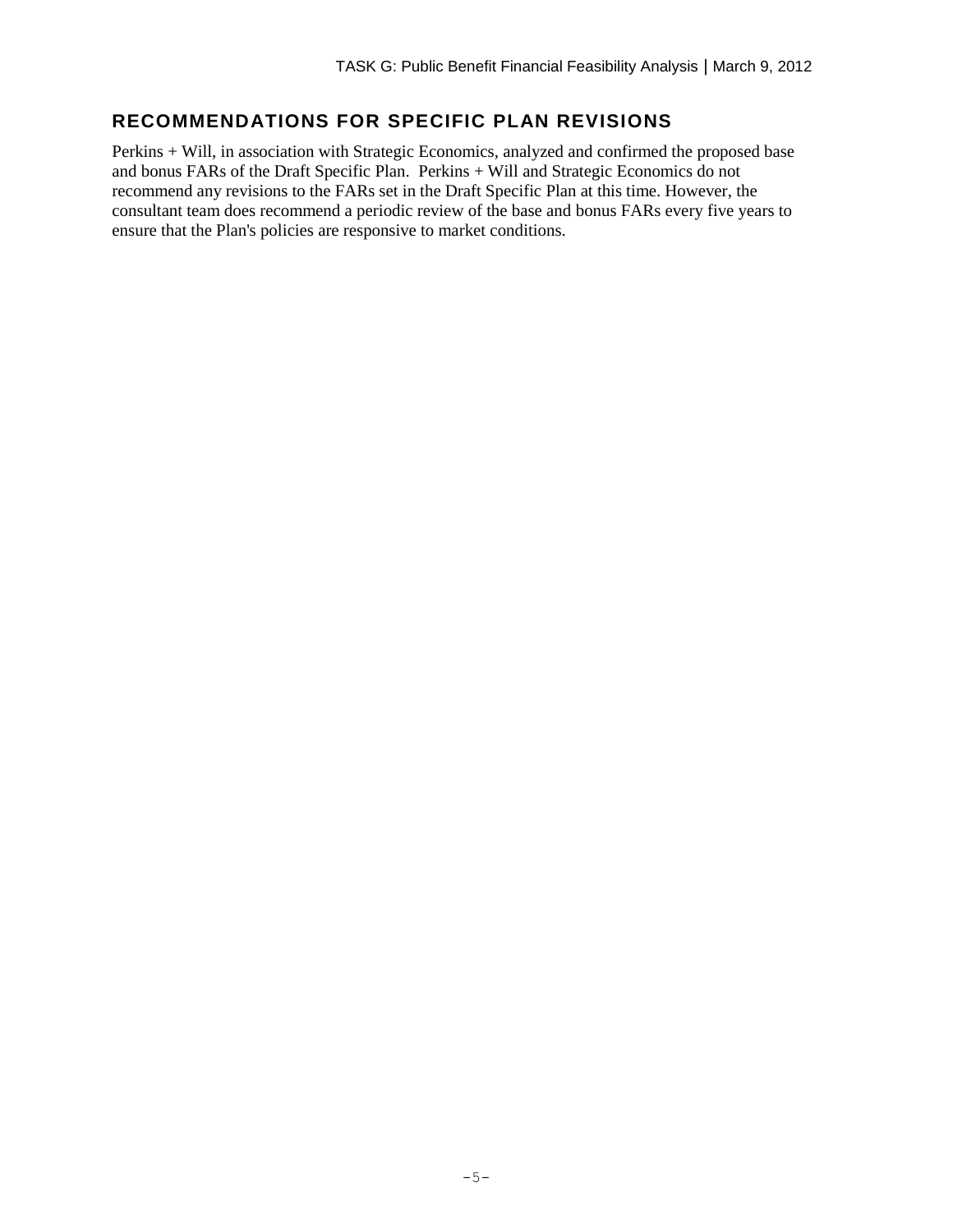## RECOMMENDATIONS FOR SPECIFIC PLAN REVISIONS

Perkins + Will, in association with Strategic Economics, analyzed and confirmed the proposed base and bonus FARs of the Draft Specific Plan. Perkins + Will and Strategic Economics do not recommend any revisions to the FARs set in the Draft Specific Plan at this time. However, the consultant team does recommend a periodic review of the base and bonus FARs every five years to ensure that the Plan's policies are responsive to market conditions.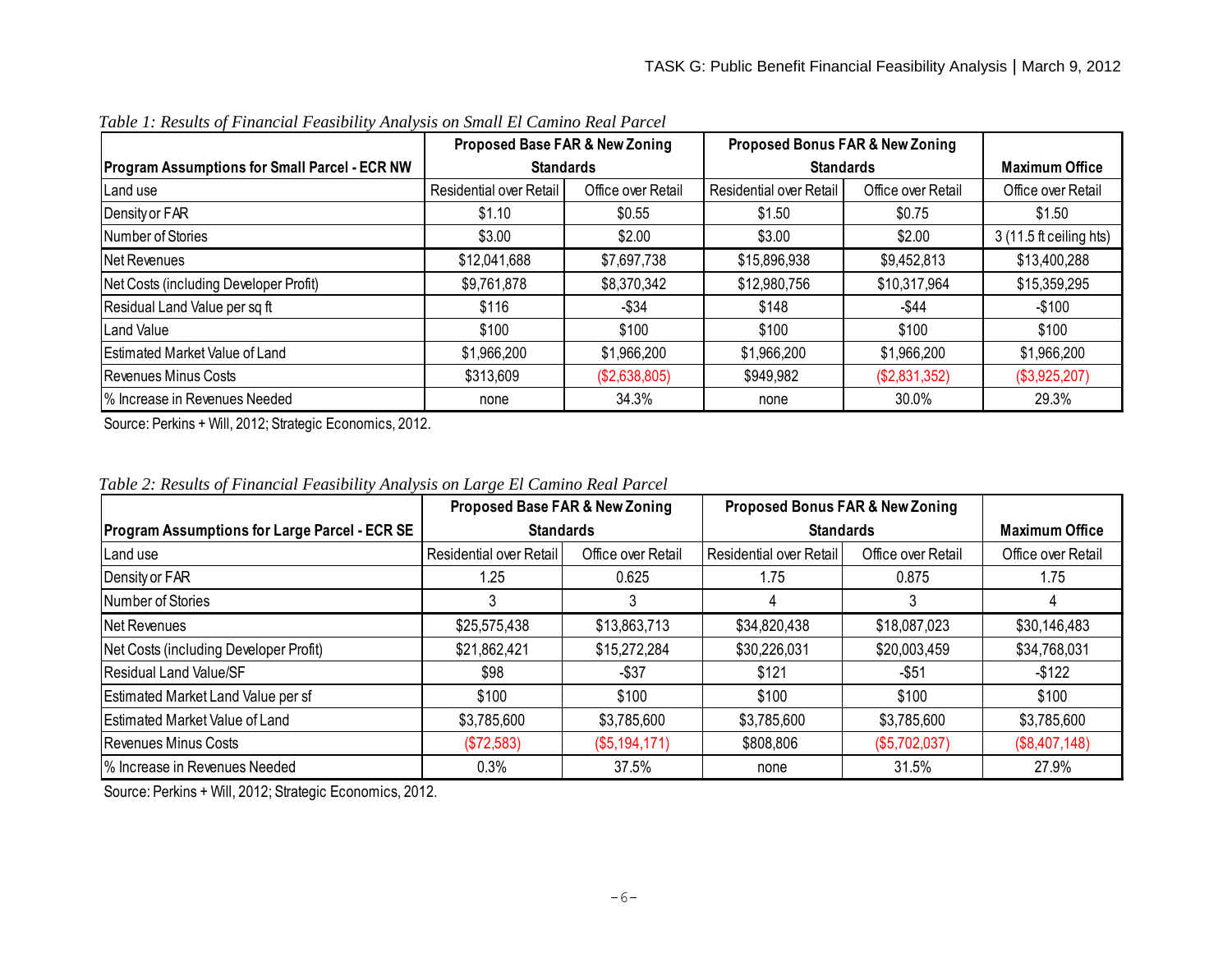*Table 1: Results of Financial Feasibility Analysis on Small El Camino Real Parcel*

| Program Assumptions for Small Parcel - ECR NW | Proposed Base FAR & New Zoning Standards | | Proposed Bonus FAR & New Zoning Standards | | Maximum Office |
|---|---|---|---|---|---|
| Land use | Residential over Retail | Office over Retail | Residential over Retail | Office over Retail | Office over Retail |
| Density or FAR | $1.10 | $0.55 | $1.50 | $0.75 | $1.50 |
| Number of Stories | $3.00 | $2.00 | $3.00 | $2.00 | 3 (11.5 ft ceiling hts) |
| Net Revenues | $12,041,688 | $7,697,738 | $15,896,938 | $9,452,813 | $13,400,288 |
| Net Costs (including Developer Profit) | $9,761,878 | $8,370,342 | $12,980,756 | $10,317,964 | $15,359,295 |
| Residual Land Value per sq ft | $116 | -$34 | $148 | -$44 | -$100 |
| Land Value | $100 | $100 | $100 | $100 | $100 |
| Estimated Market Value of Land | $1,966,200 | $1,966,200 | $1,966,200 | $1,966,200 | $1,966,200 |
| Revenues Minus Costs | $313,609 | ($2,638,805) | $949,982 | ($2,831,352) | ($3,925,207) |
| % Increase in Revenues Needed | none | 34.3% | none | 30.0% | 29.3% |

Source: Perkins + Will, 2012; Strategic Economics, 2012.

*Table 2: Results of Financial Feasibility Analysis on Large El Camino Real Parcel*

| Program Assumptions for Large Parcel - ECR SE | Proposed Base FAR & New Zoning Standards | | Proposed Bonus FAR & New Zoning Standards | | Maximum Office |
|---|---|---|---|---|---|
| Land use | Residential over Retail | Office over Retail | Residential over Retail | Office over Retail | Office over Retail |
| Density or FAR | 1.25 | 0.625 | 1.75 | 0.875 | 1.75 |
| Number of Stories | 3 | 3 | 4 | 3 | 4 |
| Net Revenues | $25,575,438 | $13,863,713 | $34,820,438 | $18,087,023 | $30,146,483 |
| Net Costs (including Developer Profit) | $21,862,421 | $15,272,284 | $30,226,031 | $20,003,459 | $34,768,031 |
| Residual Land Value/SF | $98 | -$37 | $121 | -$51 | -$122 |
| Estimated Market Land Value per sf | $100 | $100 | $100 | $100 | $100 |
| Estimated Market Value of Land | $3,785,600 | $3,785,600 | $3,785,600 | $3,785,600 | $3,785,600 |
| Revenues Minus Costs | ($72,583) | ($5,194,171) | $808,806 | ($5,702,037) | ($8,407,148) |
| % Increase in Revenues Needed | 0.3% | 37.5% | none | 31.5% | 27.9% |

Source: Perkins + Will, 2012; Strategic Economics, 2012.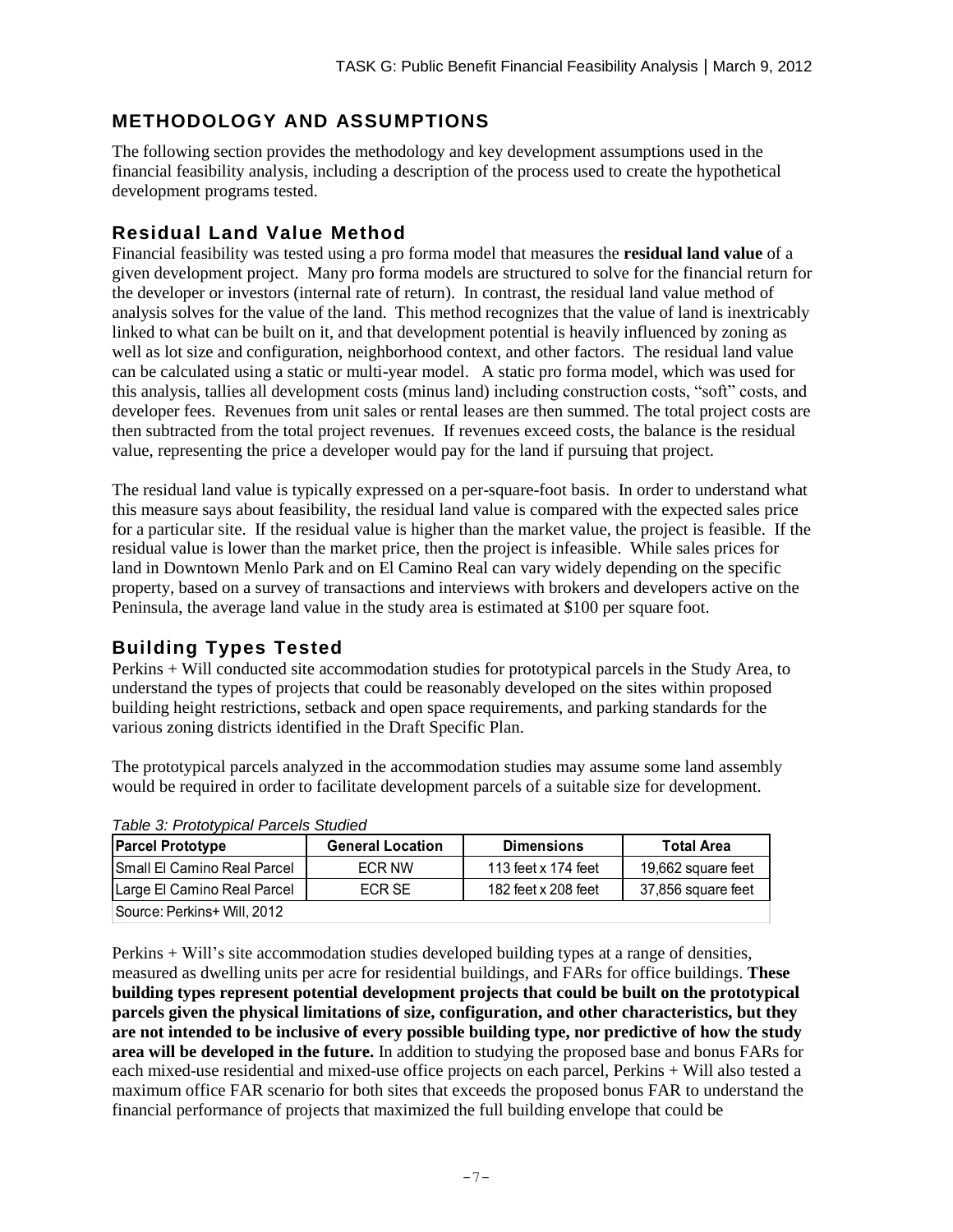## METHODOLOGY AND ASSUMPTIONS

The following section provides the methodology and key development assumptions used in the financial feasibility analysis, including a description of the process used to create the hypothetical development programs tested.

### Residual Land Value Method

Financial feasibility was tested using a pro forma model that measures the **residual land value** of a given development project. Many pro forma models are structured to solve for the financial return for the developer or investors (internal rate of return). In contrast, the residual land value method of analysis solves for the value of the land. This method recognizes that the value of land is inextricably linked to what can be built on it, and that development potential is heavily influenced by zoning as well as lot size and configuration, neighborhood context, and other factors. The residual land value can be calculated using a static or multi-year model. A static pro forma model, which was used for this analysis, tallies all development costs (minus land) including construction costs, "soft" costs, and developer fees. Revenues from unit sales or rental leases are then summed. The total project costs are then subtracted from the total project revenues. If revenues exceed costs, the balance is the residual value, representing the price a developer would pay for the land if pursuing that project.

The residual land value is typically expressed on a per-square-foot basis. In order to understand what this measure says about feasibility, the residual land value is compared with the expected sales price for a particular site. If the residual value is higher than the market value, the project is feasible. If the residual value is lower than the market price, then the project is infeasible. While sales prices for land in Downtown Menlo Park and on El Camino Real can vary widely depending on the specific property, based on a survey of transactions and interviews with brokers and developers active on the Peninsula, the average land value in the study area is estimated at $100 per square foot.

### Building Types Tested

Perkins + Will conducted site accommodation studies for prototypical parcels in the Study Area, to understand the types of projects that could be reasonably developed on the sites within proposed building height restrictions, setback and open space requirements, and parking standards for the various zoning districts identified in the Draft Specific Plan.

The prototypical parcels analyzed in the accommodation studies may assume some land assembly would be required in order to facilitate development parcels of a suitable size for development.

*Table 3: Prototypical Parcels Studied*

| Parcel Prototype | General Location | Dimensions | Total Area |
|---|---|---|---|
| Small El Camino Real Parcel | ECR NW | 113 feet x 174 feet | 19,662 square feet |
| Large El Camino Real Parcel | ECR SE | 182 feet x 208 feet | 37,856 square feet |
| Source: Perkins+ Will, 2012 | | | |

Perkins + Will's site accommodation studies developed building types at a range of densities, measured as dwelling units per acre for residential buildings, and FARs for office buildings. **These building types represent potential development projects that could be built on the prototypical parcels given the physical limitations of size, configuration, and other characteristics, but they are not intended to be inclusive of every possible building type, nor predictive of how the study area will be developed in the future.** In addition to studying the proposed base and bonus FARs for each mixed-use residential and mixed-use office projects on each parcel, Perkins + Will also tested a maximum office FAR scenario for both sites that exceeds the proposed bonus FAR to understand the financial performance of projects that maximized the full building envelope that could be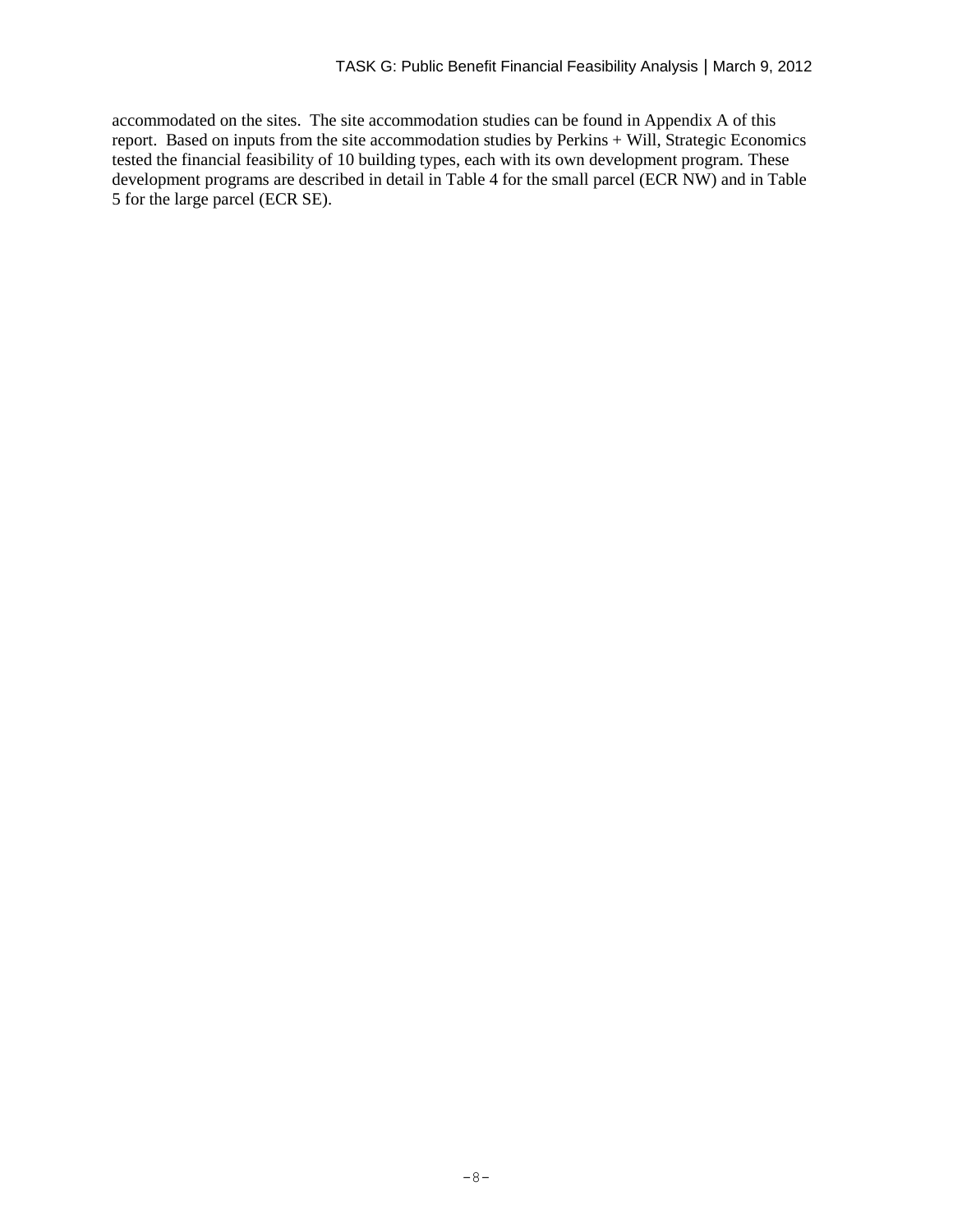accommodated on the sites. The site accommodation studies can be found in Appendix A of this report. Based on inputs from the site accommodation studies by Perkins + Will, Strategic Economics tested the financial feasibility of 10 building types, each with its own development program. These development programs are described in detail in Table 4 for the small parcel (ECR NW) and in Table 5 for the large parcel (ECR SE).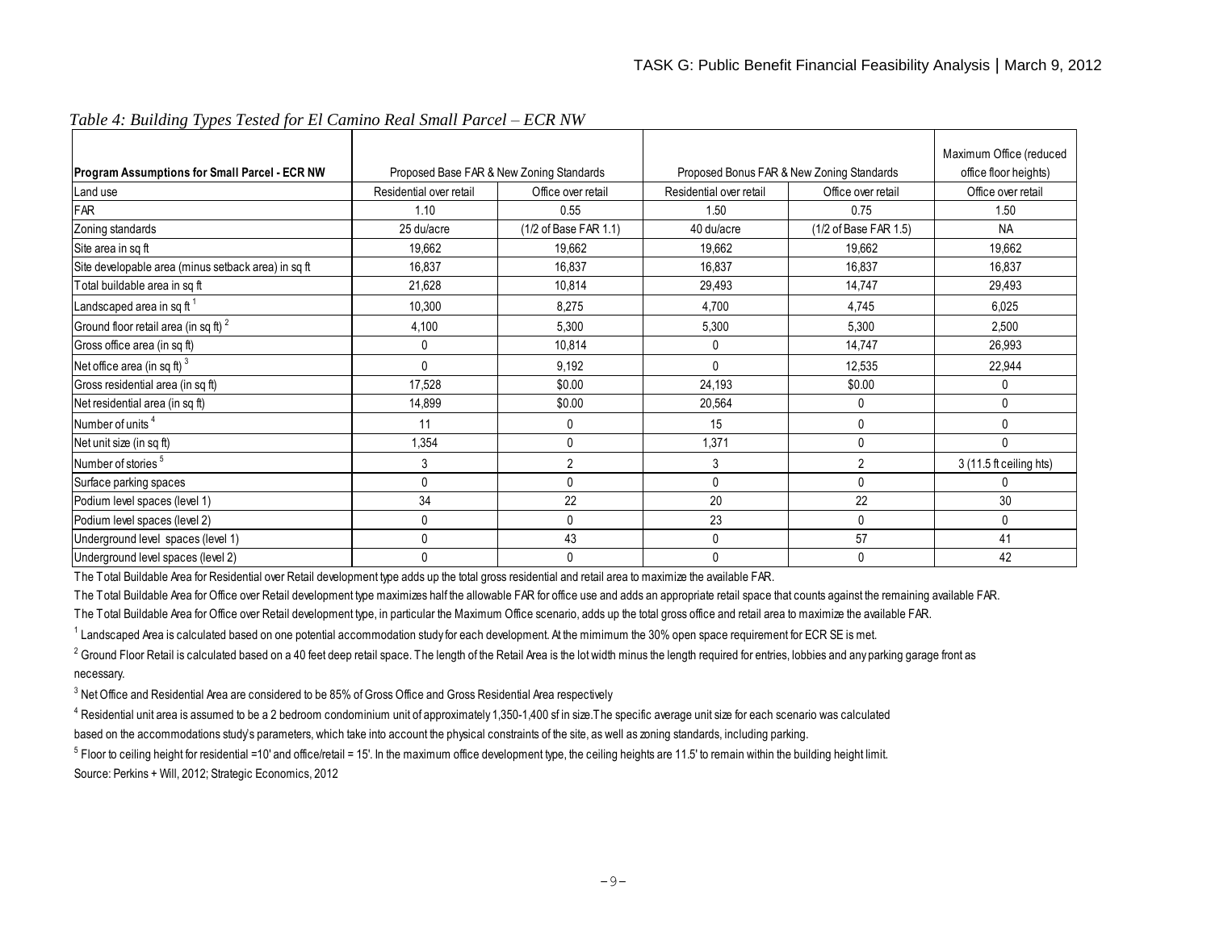*Table 4: Building Types Tested for El Camino Real Small Parcel – ECR NW*

| **Program Assumptions for Small Parcel - ECR NW** | Proposed Base FAR & New Zoning Standards | | Proposed Bonus FAR & New Zoning Standards | | Maximum Office (reduced office floor heights) |
|---|---|---|---|---|---|
| Land use | Residential over retail | Office over retail | Residential over retail | Office over retail | Office over retail |
| FAR | 1.10 | 0.55 | 1.50 | 0.75 | 1.50 |
| Zoning standards | 25 du/acre | (1/2 of Base FAR 1.1) | 40 du/acre | (1/2 of Base FAR 1.5) | NA |
| Site area in sq ft | 19,662 | 19,662 | 19,662 | 19,662 | 19,662 |
| Site developable area (minus setback area) in sq ft | 16,837 | 16,837 | 16,837 | 16,837 | 16,837 |
| Total buildable area in sq ft | 21,628 | 10,814 | 29,493 | 14,747 | 29,493 |
| Landscaped area in sq ft [1] | 10,300 | 8,275 | 4,700 | 4,745 | 6,025 |
| Ground floor retail area (in sq ft) [2] | 4,100 | 5,300 | 5,300 | 5,300 | 2,500 |
| Gross office area (in sq ft) | 0 | 10,814 | 0 | 14,747 | 26,993 |
| Net office area (in sq ft) [3] | 0 | 9,192 | 0 | 12,535 | 22,944 |
| Gross residential area (in sq ft) | 17,528 | $0.00 | 24,193 | $0.00 | 0 |
| Net residential area (in sq ft) | 14,899 | $0.00 | 20,564 | 0 | 0 |
| Number of units [4] | 11 | 0 | 15 | 0 | 0 |
| Net unit size (in sq ft) | 1,354 | 0 | 1,371 | 0 | 0 |
| Number of stories [5] | 3 | 2 | 3 | 2 | 3 (11.5 ft ceiling hts) |
| Surface parking spaces | 0 | 0 | 0 | 0 | 0 |
| Podium level spaces (level 1) | 34 | 22 | 20 | 22 | 30 |
| Podium level spaces (level 2) | 0 | 0 | 23 | 0 | 0 |
| Underground level spaces (level 1) | 0 | 43 | 0 | 57 | 41 |
| Underground level spaces (level 2) | 0 | 0 | 0 | 0 | 42 |

The Total Buildable Area for Residential over Retail development type adds up the total gross residential and retail area to maximize the available FAR.

The Total Buildable Area for Office over Retail development type maximizes half the allowable FAR for office use and adds an appropriate retail space that counts against the remaining available FAR.

The Total Buildable Area for Office over Retail development type, in particular the Maximum Office scenario, adds up the total gross office and retail area to maximize the available FAR.

[1] Landscaped Area is calculated based on one potential accommodation study for each development. At the mimimum the 30% open space requirement for ECR SE is met.

[2] Ground Floor Retail is calculated based on a 40 feet deep retail space. The length of the Retail Area is the lot width minus the length required for entries, lobbies and any parking garage front as necessary.

[3] Net Office and Residential Area are considered to be 85% of Gross Office and Gross Residential Area respectively

[4] Residential unit area is assumed to be a 2 bedroom condominium unit of approximately 1,350-1,400 sf in size.The specific average unit size for each scenario was calculated based on the accommodations study's parameters, which take into account the physical constraints of the site, as well as zoning standards, including parking.

[5] Floor to ceiling height for residential =10' and office/retail = 15'. In the maximum office development type, the ceiling heights are 11.5' to remain within the building height limit.

Source: Perkins + Will, 2012; Strategic Economics, 2012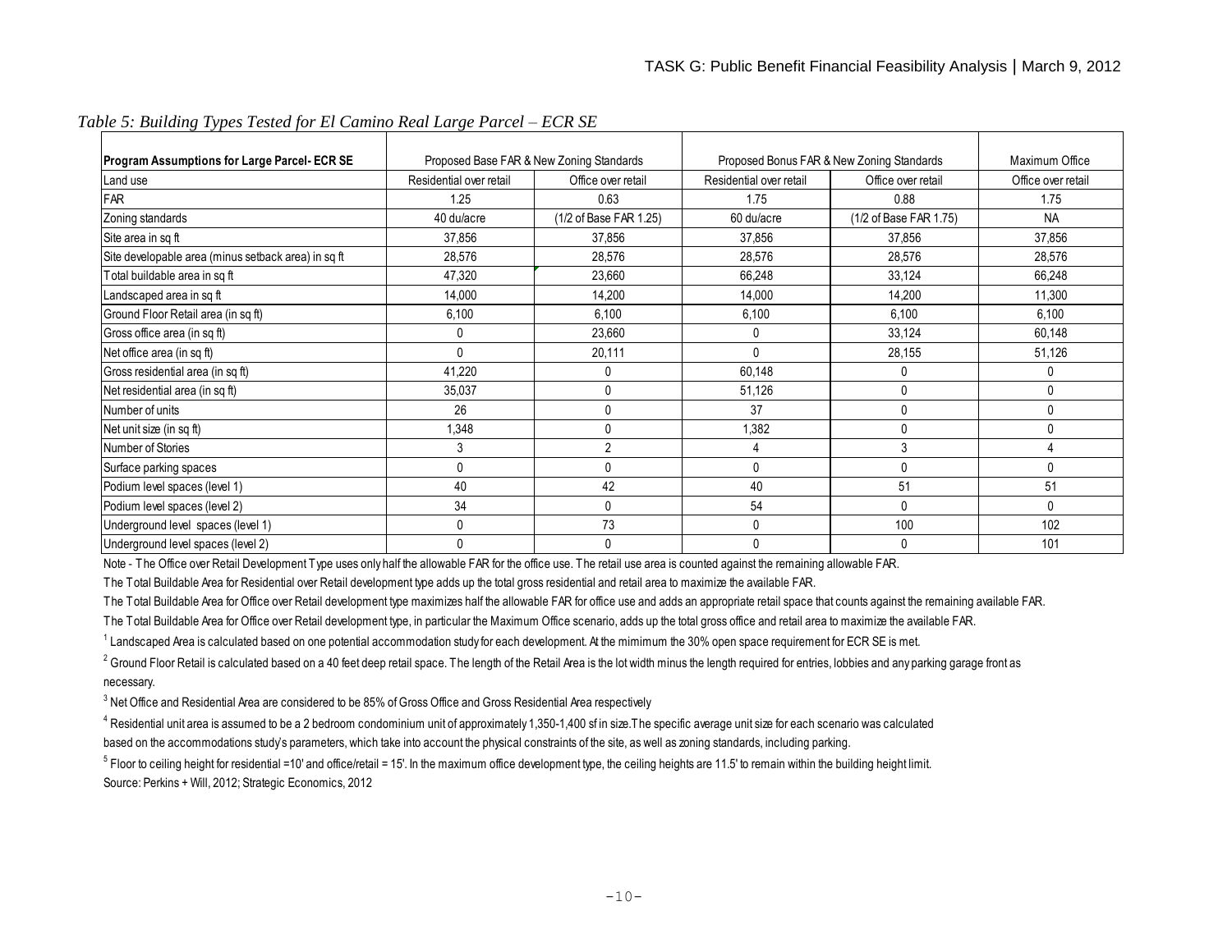*Table 5: Building Types Tested for El Camino Real Large Parcel – ECR SE*

| Program Assumptions for Large Parcel- ECR SE | Proposed Base FAR & New Zoning Standards | | Proposed Bonus FAR & New Zoning Standards | | Maximum Office |
|---|---|---|---|---|---|
| Land use | Residential over retail | Office over retail | Residential over retail | Office over retail | Office over retail |
| FAR | 1.25 | 0.63 | 1.75 | 0.88 | 1.75 |
| Zoning standards | 40 du/acre | (1/2 of Base FAR 1.25) | 60 du/acre | (1/2 of Base FAR 1.75) | NA |
| Site area in sq ft | 37,856 | 37,856 | 37,856 | 37,856 | 37,856 |
| Site developable area (minus setback area) in sq ft | 28,576 | 28,576 | 28,576 | 28,576 | 28,576 |
| Total buildable area in sq ft | 47,320 | 23,660 | 66,248 | 33,124 | 66,248 |
| Landscaped area in sq ft | 14,000 | 14,200 | 14,000 | 14,200 | 11,300 |
| Ground Floor Retail area (in sq ft) | 6,100 | 6,100 | 6,100 | 6,100 | 6,100 |
| Gross office area (in sq ft) | 0 | 23,660 | 0 | 33,124 | 60,148 |
| Net office area (in sq ft) | 0 | 20,111 | 0 | 28,155 | 51,126 |
| Gross residential area (in sq ft) | 41,220 | 0 | 60,148 | 0 | 0 |
| Net residential area (in sq ft) | 35,037 | 0 | 51,126 | 0 | 0 |
| Number of units | 26 | 0 | 37 | 0 | 0 |
| Net unit size (in sq ft) | 1,348 | 0 | 1,382 | 0 | 0 |
| Number of Stories | 3 | 2 | 4 | 3 | 4 |
| Surface parking spaces | 0 | 0 | 0 | 0 | 0 |
| Podium level spaces (level 1) | 40 | 42 | 40 | 51 | 51 |
| Podium level spaces (level 2) | 34 | 0 | 54 | 0 | 0 |
| Underground level spaces (level 1) | 0 | 73 | 0 | 100 | 102 |
| Underground level spaces (level 2) | 0 | 0 | 0 | 0 | 101 |

Note - The Office over Retail Development Type uses only half the allowable FAR for the office use. The retail use area is counted against the remaining allowable FAR.

The Total Buildable Area for Residential over Retail development type adds up the total gross residential and retail area to maximize the available FAR.

The Total Buildable Area for Office over Retail development type maximizes half the allowable FAR for office use and adds an appropriate retail space that counts against the remaining available FAR.

The Total Buildable Area for Office over Retail development type, in particular the Maximum Office scenario, adds up the total gross office and retail area to maximize the available FAR.

[1] Landscaped Area is calculated based on one potential accommodation study for each development. At the mimimum the 30% open space requirement for ECR SE is met.

[2] Ground Floor Retail is calculated based on a 40 feet deep retail space. The length of the Retail Area is the lot width minus the length required for entries, lobbies and any parking garage front as necessary.

[3] Net Office and Residential Area are considered to be 85% of Gross Office and Gross Residential Area respectively

[4] Residential unit area is assumed to be a 2 bedroom condominium unit of approximately 1,350-1,400 sf in size.The specific average unit size for each scenario was calculated based on the accommodations study's parameters, which take into account the physical constraints of the site, as well as zoning standards, including parking.

[5] Floor to ceiling height for residential =10' and office/retail = 15'. In the maximum office development type, the ceiling heights are 11.5' to remain within the building height limit.

Source: Perkins + Will, 2012; Strategic Economics, 2012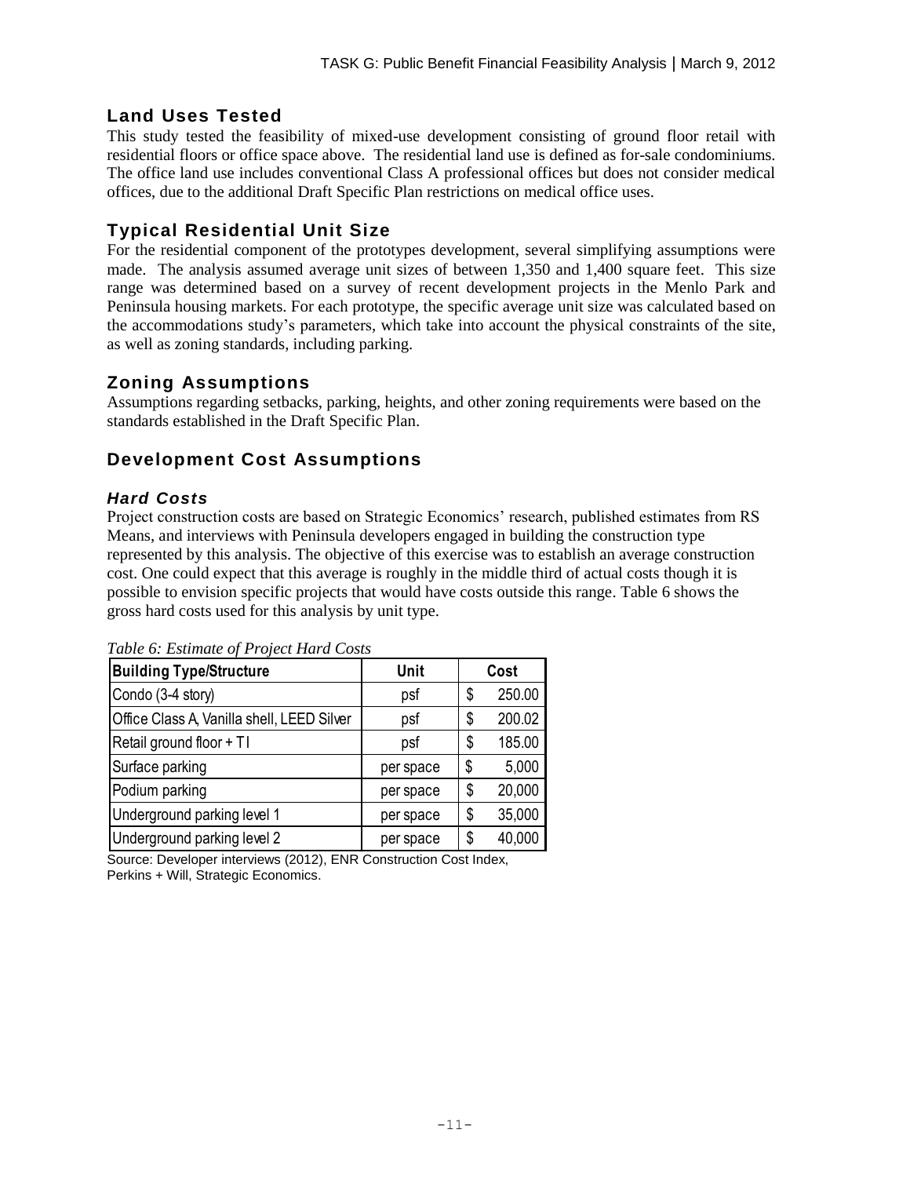## Land Uses Tested

This study tested the feasibility of mixed-use development consisting of ground floor retail with residential floors or office space above. The residential land use is defined as for-sale condominiums. The office land use includes conventional Class A professional offices but does not consider medical offices, due to the additional Draft Specific Plan restrictions on medical office uses.

## Typical Residential Unit Size

For the residential component of the prototypes development, several simplifying assumptions were made. The analysis assumed average unit sizes of between 1,350 and 1,400 square feet. This size range was determined based on a survey of recent development projects in the Menlo Park and Peninsula housing markets. For each prototype, the specific average unit size was calculated based on the accommodations study's parameters, which take into account the physical constraints of the site, as well as zoning standards, including parking.

## Zoning Assumptions

Assumptions regarding setbacks, parking, heights, and other zoning requirements were based on the standards established in the Draft Specific Plan.

## Development Cost Assumptions

### *Hard Costs*

Project construction costs are based on Strategic Economics' research, published estimates from RS Means, and interviews with Peninsula developers engaged in building the construction type represented by this analysis. The objective of this exercise was to establish an average construction cost. One could expect that this average is roughly in the middle third of actual costs though it is possible to envision specific projects that would have costs outside this range. Table 6 shows the gross hard costs used for this analysis by unit type.

*Table 6: Estimate of Project Hard Costs*

| Building Type/Structure | Unit | Cost |
|---|---|---|
| Condo (3-4 story) | psf | $ 250.00 |
| Office Class A, Vanilla shell, LEED Silver | psf | $ 200.02 |
| Retail ground floor + TI | psf | $ 185.00 |
| Surface parking | per space | $ 5,000 |
| Podium parking | per space | $ 20,000 |
| Underground parking level 1 | per space | $ 35,000 |
| Underground parking level 2 | per space | $ 40,000 |

Source: Developer interviews (2012), ENR Construction Cost Index, Perkins + Will, Strategic Economics.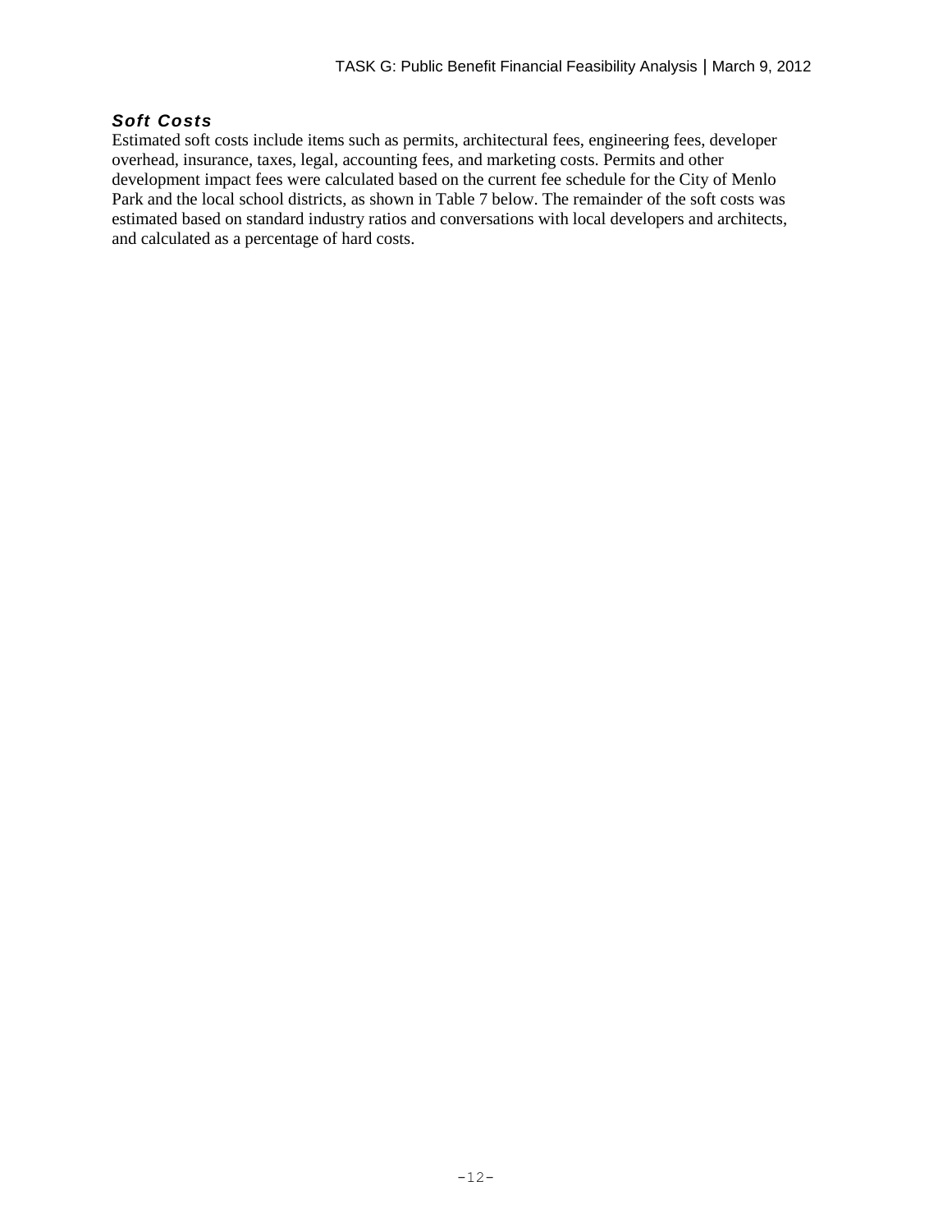### *Soft Costs*

Estimated soft costs include items such as permits, architectural fees, engineering fees, developer overhead, insurance, taxes, legal, accounting fees, and marketing costs. Permits and other development impact fees were calculated based on the current fee schedule for the City of Menlo Park and the local school districts, as shown in Table 7 below. The remainder of the soft costs was estimated based on standard industry ratios and conversations with local developers and architects, and calculated as a percentage of hard costs.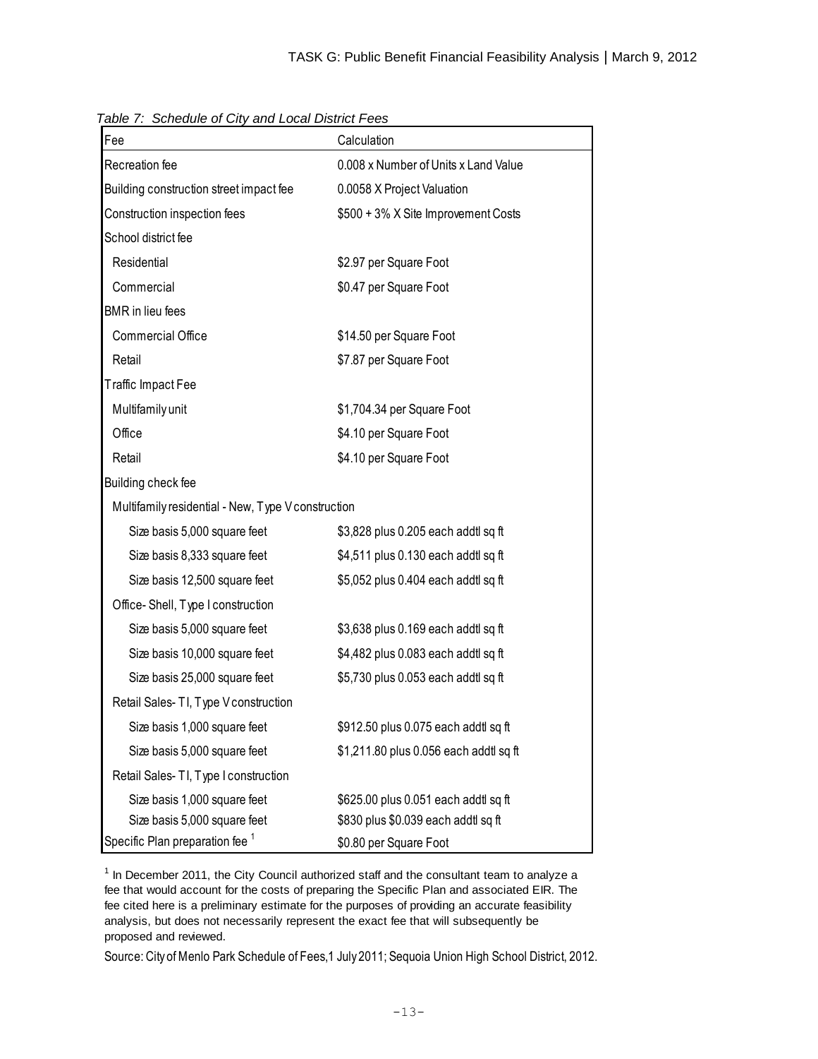*Table 7: Schedule of City and Local District Fees*

| Fee | Calculation |
|---|---|
| Recreation fee | 0.008 x Number of Units x Land Value |
| Building construction street impact fee | 0.0058 X Project Valuation |
| Construction inspection fees | $500 + 3% X Site Improvement Costs |
| School district fee | |
| Residential | $2.97 per Square Foot |
| Commercial | $0.47 per Square Foot |
| BMR in lieu fees | |
| Commercial Office | $14.50 per Square Foot |
| Retail | $7.87 per Square Foot |
| Traffic Impact Fee | |
| Multifamily unit | $1,704.34 per Square Foot |
| Office | $4.10 per Square Foot |
| Retail | $4.10 per Square Foot |
| Building check fee | |
| Multifamily residential - New, Type V construction | |
| Size basis 5,000 square feet | $3,828 plus 0.205 each addtl sq ft |
| Size basis 8,333 square feet | $4,511 plus 0.130 each addtl sq ft |
| Size basis 12,500 square feet | $5,052 plus 0.404 each addtl sq ft |
| Office- Shell, Type I construction | |
| Size basis 5,000 square feet | $3,638 plus 0.169 each addtl sq ft |
| Size basis 10,000 square feet | $4,482 plus 0.083 each addtl sq ft |
| Size basis 25,000 square feet | $5,730 plus 0.053 each addtl sq ft |
| Retail Sales- TI, Type V construction | |
| Size basis 1,000 square feet | $912.50 plus 0.075 each addtl sq ft |
| Size basis 5,000 square feet | $1,211.80 plus 0.056 each addtl sq ft |
| Retail Sales- TI, Type I construction | |
| Size basis 1,000 square feet | $625.00 plus 0.051 each addtl sq ft |
| Size basis 5,000 square feet | $830 plus $0.039 each addtl sq ft |
| Specific Plan preparation fee [1] | $0.80 per Square Foot |

[1] In December 2011, the City Council authorized staff and the consultant team to analyze a fee that would account for the costs of preparing the Specific Plan and associated EIR. The fee cited here is a preliminary estimate for the purposes of providing an accurate feasibility analysis, but does not necessarily represent the exact fee that will subsequently be proposed and reviewed.

Source: City of Menlo Park Schedule of Fees,1 July 2011; Sequoia Union High School District, 2012.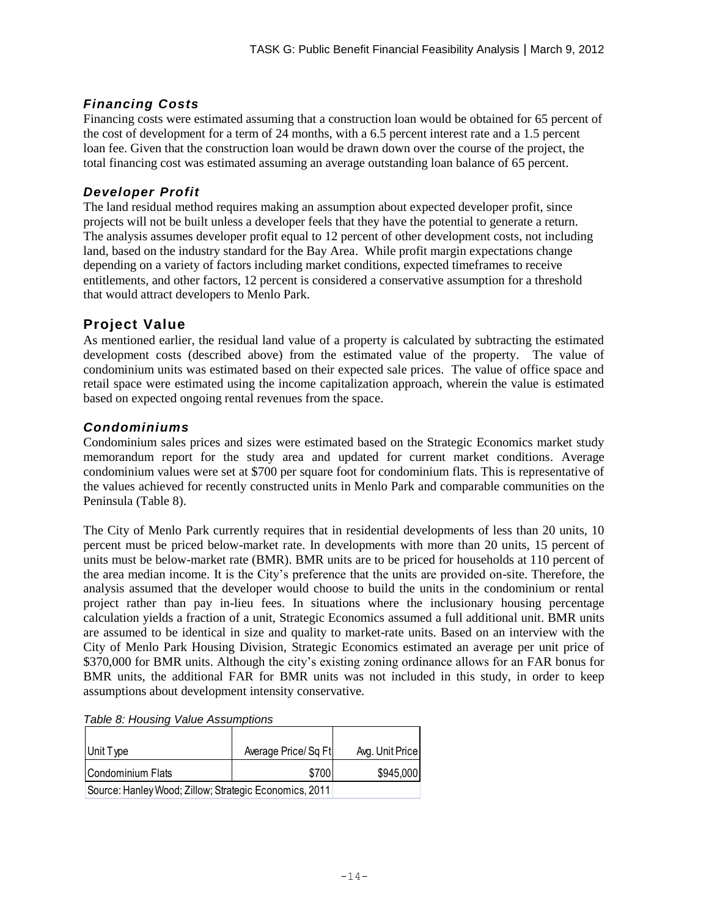### *Financing Costs*

Financing costs were estimated assuming that a construction loan would be obtained for 65 percent of the cost of development for a term of 24 months, with a 6.5 percent interest rate and a 1.5 percent loan fee. Given that the construction loan would be drawn down over the course of the project, the total financing cost was estimated assuming an average outstanding loan balance of 65 percent.

### *Developer Profit*

The land residual method requires making an assumption about expected developer profit, since projects will not be built unless a developer feels that they have the potential to generate a return. The analysis assumes developer profit equal to 12 percent of other development costs, not including land, based on the industry standard for the Bay Area. While profit margin expectations change depending on a variety of factors including market conditions, expected timeframes to receive entitlements, and other factors, 12 percent is considered a conservative assumption for a threshold that would attract developers to Menlo Park.

## Project Value

As mentioned earlier, the residual land value of a property is calculated by subtracting the estimated development costs (described above) from the estimated value of the property. The value of condominium units was estimated based on their expected sale prices. The value of office space and retail space were estimated using the income capitalization approach, wherein the value is estimated based on expected ongoing rental revenues from the space.

### *Condominiums*

Condominium sales prices and sizes were estimated based on the Strategic Economics market study memorandum report for the study area and updated for current market conditions. Average condominium values were set at $700 per square foot for condominium flats. This is representative of the values achieved for recently constructed units in Menlo Park and comparable communities on the Peninsula (Table 8).

The City of Menlo Park currently requires that in residential developments of less than 20 units, 10 percent must be priced below-market rate. In developments with more than 20 units, 15 percent of units must be below-market rate (BMR). BMR units are to be priced for households at 110 percent of the area median income. It is the City's preference that the units are provided on-site. Therefore, the analysis assumed that the developer would choose to build the units in the condominium or rental project rather than pay in-lieu fees. In situations where the inclusionary housing percentage calculation yields a fraction of a unit, Strategic Economics assumed a full additional unit. BMR units are assumed to be identical in size and quality to market-rate units. Based on an interview with the City of Menlo Park Housing Division, Strategic Economics estimated an average per unit price of $370,000 for BMR units. Although the city's existing zoning ordinance allows for an FAR bonus for BMR units, the additional FAR for BMR units was not included in this study, in order to keep assumptions about development intensity conservative.

*Table 8: Housing Value Assumptions*

| Unit Type | Average Price/ Sq Ft | Avg. Unit Price |
|---|---|---|
| Condominium Flats | $700 | $945,000 |
| Source: Hanley Wood; Zillow; Strategic Economics, 2011 | | |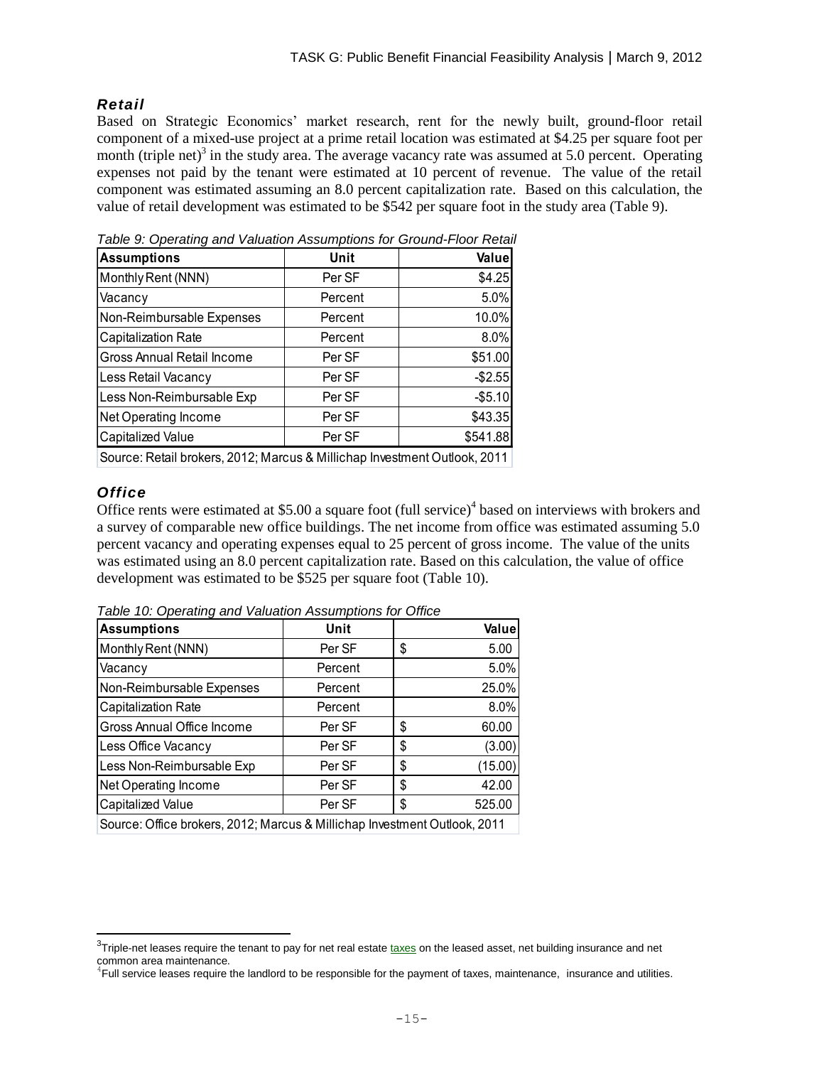### *Retail*

Based on Strategic Economics' market research, rent for the newly built, ground-floor retail component of a mixed-use project at a prime retail location was estimated at $4.25 per square foot per month (triple net)[3] in the study area. The average vacancy rate was assumed at 5.0 percent. Operating expenses not paid by the tenant were estimated at 10 percent of revenue. The value of the retail component was estimated assuming an 8.0 percent capitalization rate. Based on this calculation, the value of retail development was estimated to be $542 per square foot in the study area (Table 9).

*Table 9: Operating and Valuation Assumptions for Ground-Floor Retail*

| Assumptions | Unit | Value |
|---|---|---|
| Monthly Rent (NNN) | Per SF | $4.25 |
| Vacancy | Percent | 5.0% |
| Non-Reimbursable Expenses | Percent | 10.0% |
| Capitalization Rate | Percent | 8.0% |
| Gross Annual Retail Income | Per SF | $51.00 |
| Less Retail Vacancy | Per SF | -$2.55 |
| Less Non-Reimbursable Exp | Per SF | -$5.10 |
| Net Operating Income | Per SF | $43.35 |
| Capitalized Value | Per SF | $541.88 |

Source: Retail brokers, 2012; Marcus & Millichap Investment Outlook, 2011

### *Office*

Office rents were estimated at $5.00 a square foot (full service)[4] based on interviews with brokers and a survey of comparable new office buildings. The net income from office was estimated assuming 5.0 percent vacancy and operating expenses equal to 25 percent of gross income. The value of the units was estimated using an 8.0 percent capitalization rate. Based on this calculation, the value of office development was estimated to be $525 per square foot (Table 10).

*Table 10: Operating and Valuation Assumptions for Office*

| Assumptions | Unit | Value |
|---|---|---|
| Monthly Rent (NNN) | Per SF | $ 5.00 |
| Vacancy | Percent | 5.0% |
| Non-Reimbursable Expenses | Percent | 25.0% |
| Capitalization Rate | Percent | 8.0% |
| Gross Annual Office Income | Per SF | $ 60.00 |
| Less Office Vacancy | Per SF | $ (3.00) |
| Less Non-Reimbursable Exp | Per SF | $ (15.00) |
| Net Operating Income | Per SF | $ 42.00 |
| Capitalized Value | Per SF | $ 525.00 |

Source: Office brokers, 2012; Marcus & Millichap Investment Outlook, 2011

---

[3] Triple-net leases require the tenant to pay for net real estate taxes on the leased asset, net building insurance and net common area maintenance.

[4] Full service leases require the landlord to be responsible for the payment of taxes, maintenance, insurance and utilities.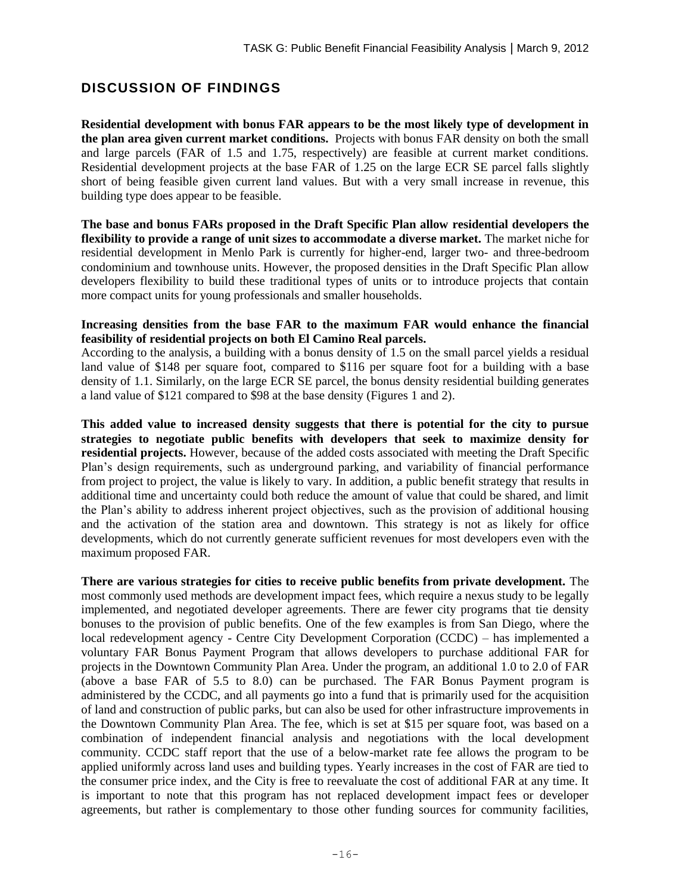## DISCUSSION OF FINDINGS

**Residential development with bonus FAR appears to be the most likely type of development in the plan area given current market conditions.** Projects with bonus FAR density on both the small and large parcels (FAR of 1.5 and 1.75, respectively) are feasible at current market conditions. Residential development projects at the base FAR of 1.25 on the large ECR SE parcel falls slightly short of being feasible given current land values. But with a very small increase in revenue, this building type does appear to be feasible.

**The base and bonus FARs proposed in the Draft Specific Plan allow residential developers the flexibility to provide a range of unit sizes to accommodate a diverse market.** The market niche for residential development in Menlo Park is currently for higher-end, larger two- and three-bedroom condominium and townhouse units. However, the proposed densities in the Draft Specific Plan allow developers flexibility to build these traditional types of units or to introduce projects that contain more compact units for young professionals and smaller households.

**Increasing densities from the base FAR to the maximum FAR would enhance the financial feasibility of residential projects on both El Camino Real parcels.**
According to the analysis, a building with a bonus density of 1.5 on the small parcel yields a residual land value of $148 per square foot, compared to $116 per square foot for a building with a base density of 1.1. Similarly, on the large ECR SE parcel, the bonus density residential building generates a land value of $121 compared to $98 at the base density (Figures 1 and 2).

**This added value to increased density suggests that there is potential for the city to pursue strategies to negotiate public benefits with developers that seek to maximize density for residential projects.** However, because of the added costs associated with meeting the Draft Specific Plan's design requirements, such as underground parking, and variability of financial performance from project to project, the value is likely to vary. In addition, a public benefit strategy that results in additional time and uncertainty could both reduce the amount of value that could be shared, and limit the Plan's ability to address inherent project objectives, such as the provision of additional housing and the activation of the station area and downtown. This strategy is not as likely for office developments, which do not currently generate sufficient revenues for most developers even with the maximum proposed FAR.

**There are various strategies for cities to receive public benefits from private development.** The most commonly used methods are development impact fees, which require a nexus study to be legally implemented, and negotiated developer agreements. There are fewer city programs that tie density bonuses to the provision of public benefits. One of the few examples is from San Diego, where the local redevelopment agency - Centre City Development Corporation (CCDC) – has implemented a voluntary FAR Bonus Payment Program that allows developers to purchase additional FAR for projects in the Downtown Community Plan Area. Under the program, an additional 1.0 to 2.0 of FAR (above a base FAR of 5.5 to 8.0) can be purchased. The FAR Bonus Payment program is administered by the CCDC, and all payments go into a fund that is primarily used for the acquisition of land and construction of public parks, but can also be used for other infrastructure improvements in the Downtown Community Plan Area. The fee, which is set at $15 per square foot, was based on a combination of independent financial analysis and negotiations with the local development community. CCDC staff report that the use of a below-market rate fee allows the program to be applied uniformly across land uses and building types. Yearly increases in the cost of FAR are tied to the consumer price index, and the City is free to reevaluate the cost of additional FAR at any time. It is important to note that this program has not replaced development impact fees or developer agreements, but rather is complementary to those other funding sources for community facilities,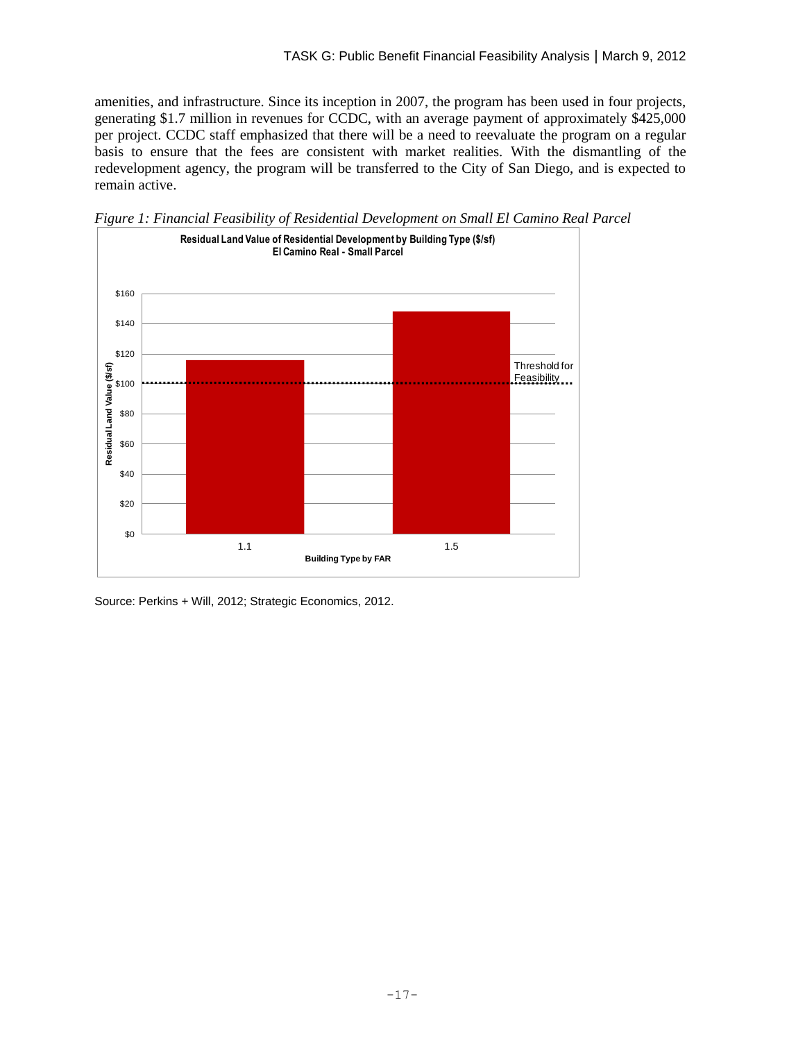amenities, and infrastructure. Since its inception in 2007, the program has been used in four projects, generating $1.7 million in revenues for CCDC, with an average payment of approximately $425,000 per project. CCDC staff emphasized that there will be a need to reevaluate the program on a regular basis to ensure that the fees are consistent with market realities. With the dismantling of the redevelopment agency, the program will be transferred to the City of San Diego, and is expected to remain active.

*Figure 1: Financial Feasibility of Residential Development on Small El Camino Real Parcel*

**Residual Land Value of Residential Development by Building Type ($/sf)**
**El Camino Real - Small Parcel**

Residual Land Value ($/sf)

$160
$140
$120
$100
$80
$60
$40
$20
$0

Threshold for Feasibility

1.1
1.5

**Building Type by FAR**

Source: Perkins + Will, 2012; Strategic Economics, 2012.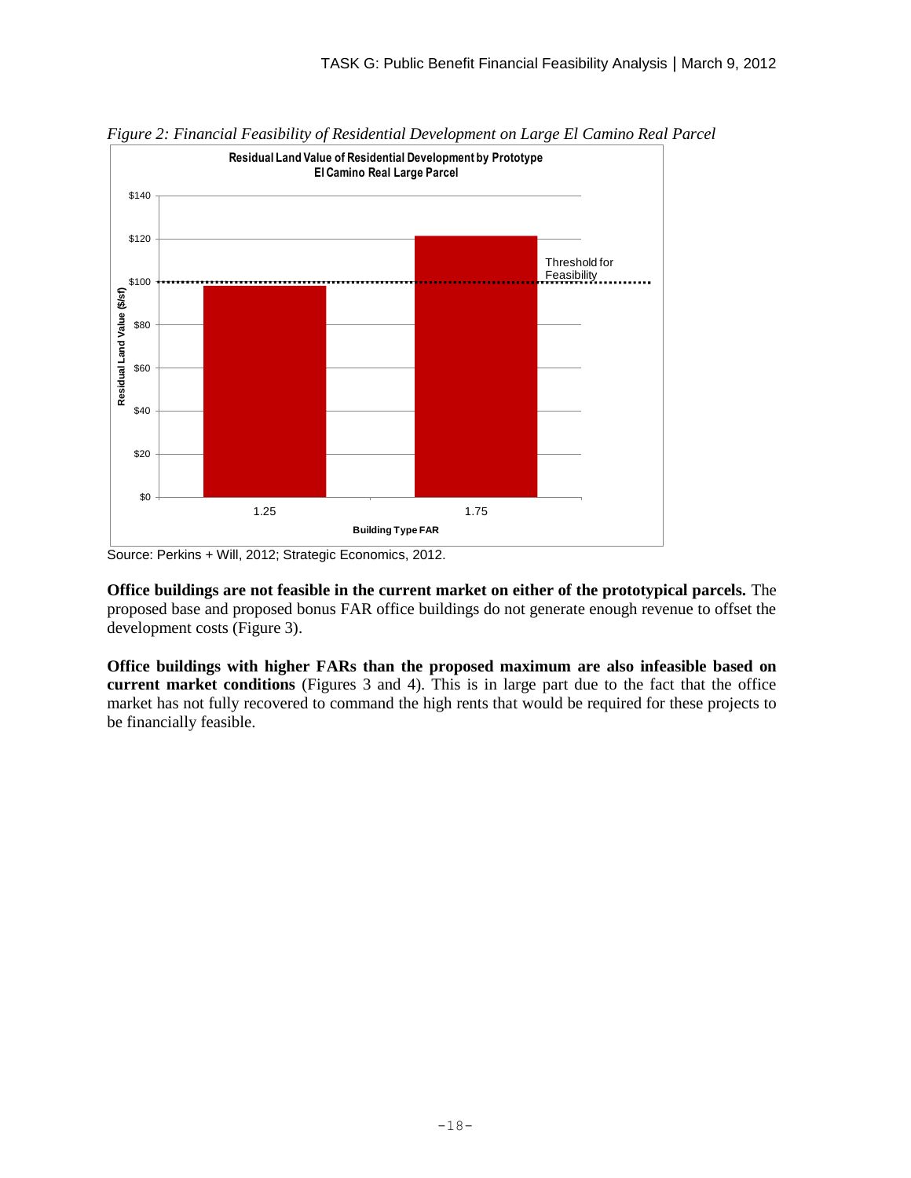*Figure 2: Financial Feasibility of Residential Development on Large El Camino Real Parcel*

Source: Perkins + Will, 2012; Strategic Economics, 2012.

**Office buildings are not feasible in the current market on either of the prototypical parcels.** The proposed base and proposed bonus FAR office buildings do not generate enough revenue to offset the development costs (Figure 3).

**Office buildings with higher FARs than the proposed maximum are also infeasible based on current market conditions** (Figures 3 and 4). This is in large part due to the fact that the office market has not fully recovered to command the high rents that would be required for these projects to be financially feasible.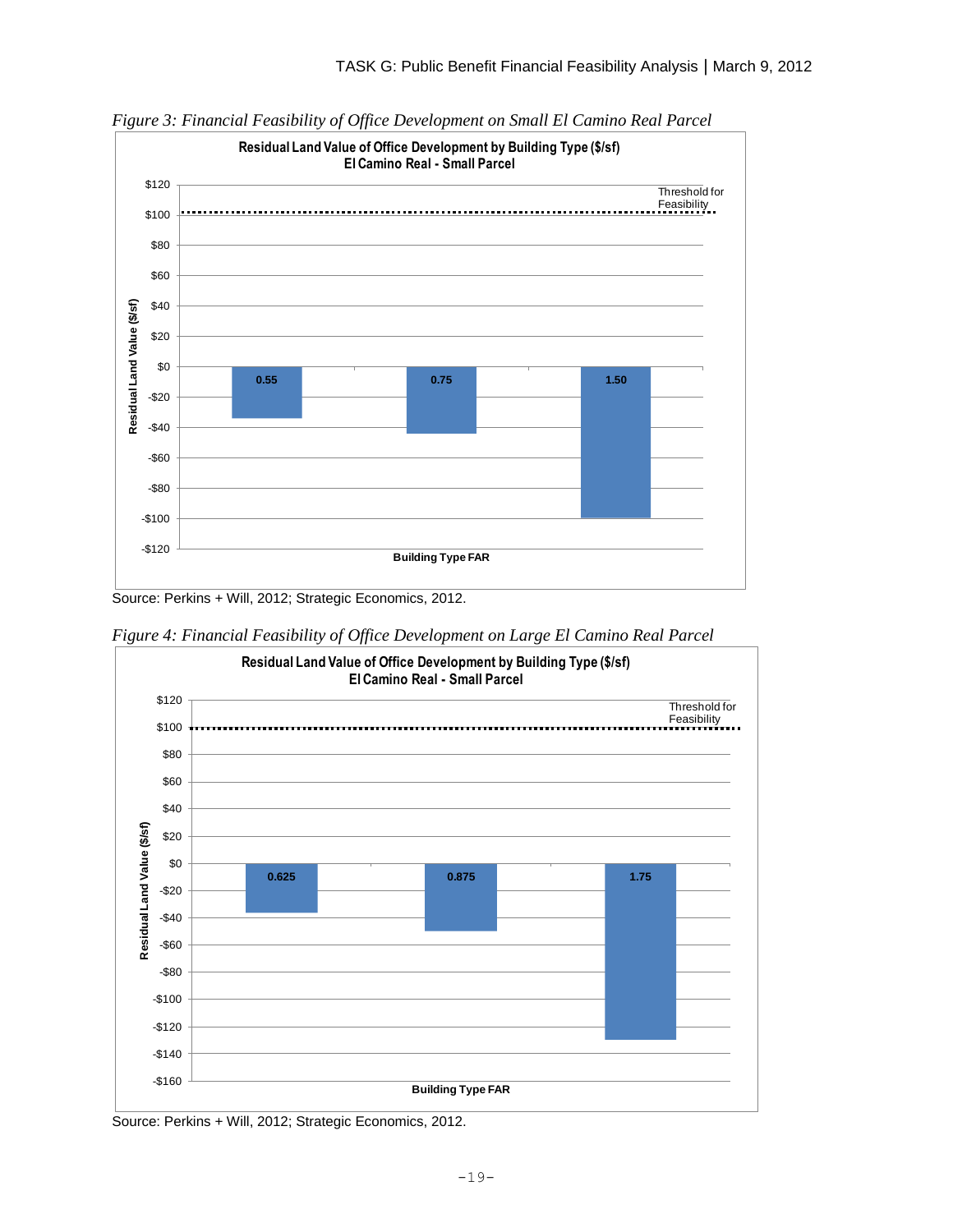*Figure 3: Financial Feasibility of Office Development on Small El Camino Real Parcel*

**Residual Land Value of Office Development by Building Type ($/sf)**
**El Camino Real - Small Parcel**

Threshold for Feasibility

Residual Land Value ($/sf)

Building Type FAR

| Building Type FAR | Residual Land Value ($/sf) |
|---|---|
| 0.55 | approx. -$34 |
| 0.75 | approx. -$44 |
| 1.50 | approx. -$99 |

Threshold for Feasibility: $100

Source: Perkins + Will, 2012; Strategic Economics, 2012.

*Figure 4: Financial Feasibility of Office Development on Large El Camino Real Parcel*

**Residual Land Value of Office Development by Building Type ($/sf)**
**El Camino Real - Small Parcel**

Threshold for Feasibility

Residual Land Value ($/sf)

Building Type FAR

| Building Type FAR | Residual Land Value ($/sf) |
|---|---|
| 0.625 | approx. -$36 |
| 0.875 | approx. -$50 |
| 1.75 | approx. -$130 |

Threshold for Feasibility: $100

Source: Perkins + Will, 2012; Strategic Economics, 2012.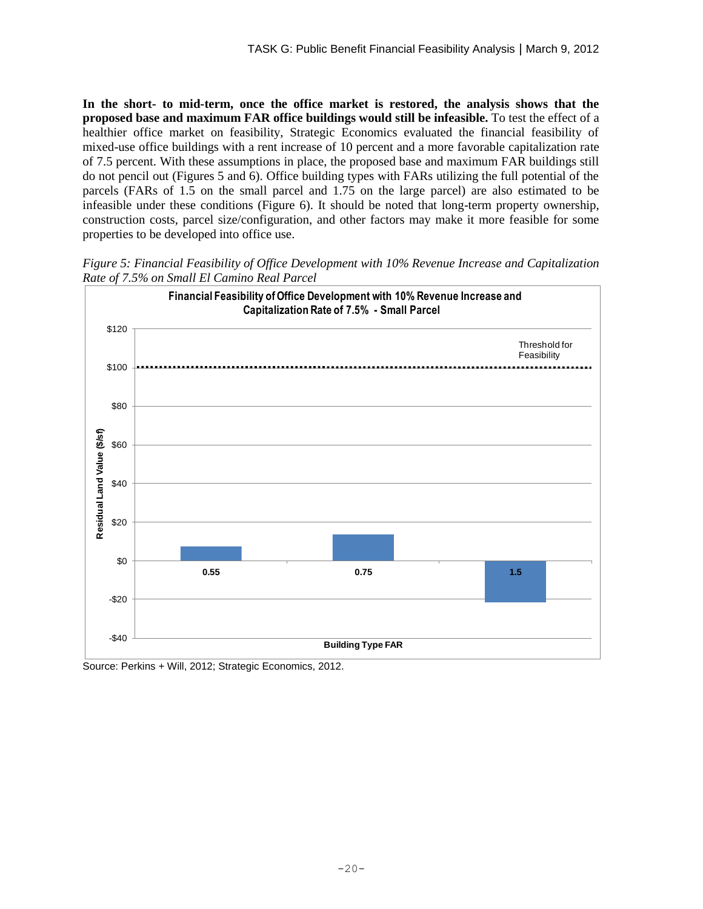**In the short- to mid-term, once the office market is restored, the analysis shows that the proposed base and maximum FAR office buildings would still be infeasible.** To test the effect of a healthier office market on feasibility, Strategic Economics evaluated the financial feasibility of mixed-use office buildings with a rent increase of 10 percent and a more favorable capitalization rate of 7.5 percent. With these assumptions in place, the proposed base and maximum FAR buildings still do not pencil out (Figures 5 and 6). Office building types with FARs utilizing the full potential of the parcels (FARs of 1.5 on the small parcel and 1.75 on the large parcel) are also estimated to be infeasible under these conditions (Figure 6). It should be noted that long-term property ownership, construction costs, parcel size/configuration, and other factors may make it more feasible for some properties to be developed into office use.

*Figure 5: Financial Feasibility of Office Development with 10% Revenue Increase and Capitalization Rate of 7.5% on Small El Camino Real Parcel*

**Financial Feasibility of Office Development with 10% Revenue Increase and Capitalization Rate of 7.5% - Small Parcel**

Residual Land Value ($/sf); Threshold for Feasibility: $100

| Building Type FAR | Residual Land Value ($/sf) (approx.) |
|---|---|
| 0.55 | ~$7 |
| 0.75 | ~$13 |
| 1.5 | ~-$21 |

Source: Perkins + Will, 2012; Strategic Economics, 2012.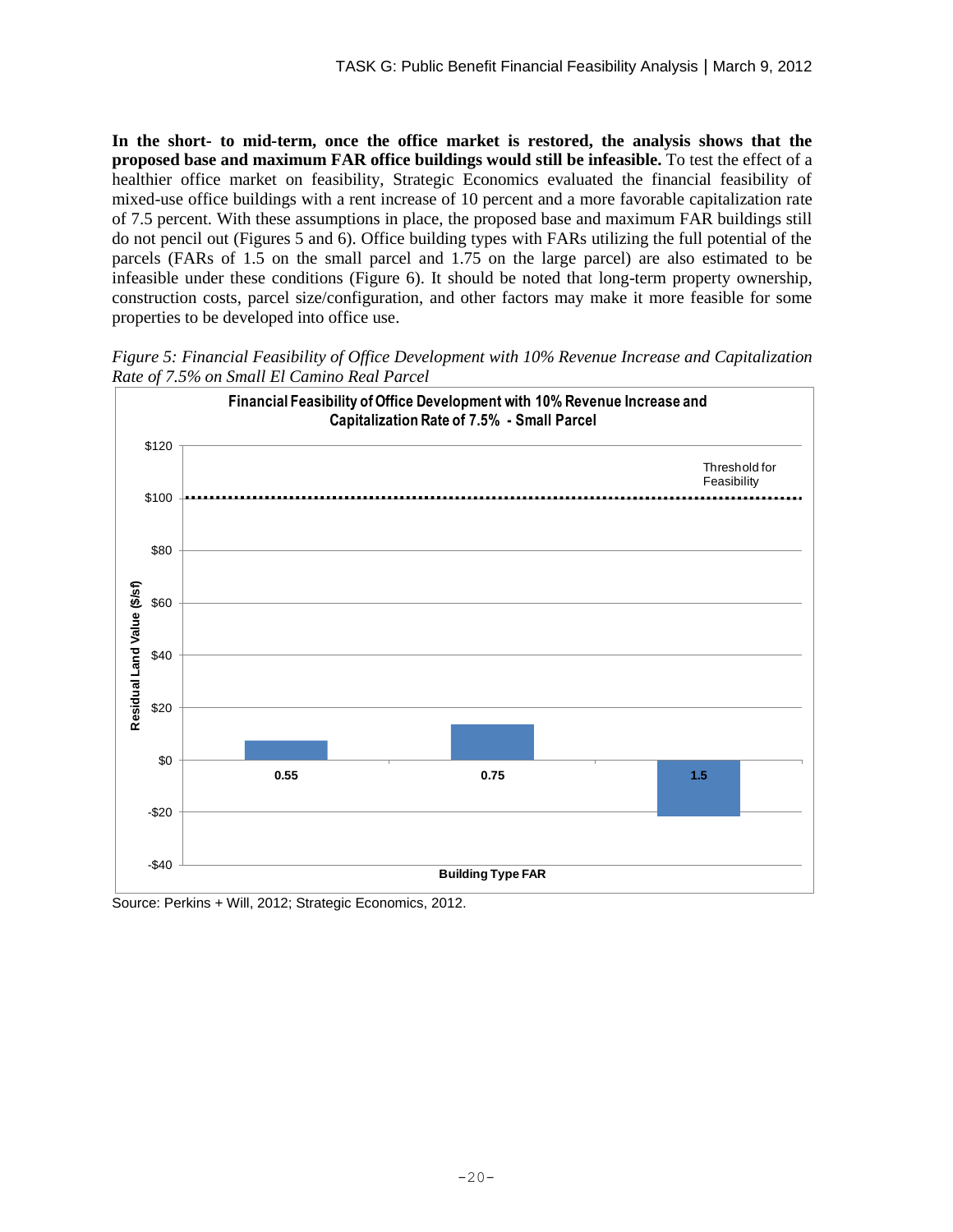**In the short- to mid-term, once the office market is restored, the analysis shows that the proposed base and maximum FAR office buildings would still be infeasible.** To test the effect of a healthier office market on feasibility, Strategic Economics evaluated the financial feasibility of mixed-use office buildings with a rent increase of 10 percent and a more favorable capitalization rate of 7.5 percent. With these assumptions in place, the proposed base and maximum FAR buildings still do not pencil out (Figures 5 and 6). Office building types with FARs utilizing the full potential of the parcels (FARs of 1.5 on the small parcel and 1.75 on the large parcel) are also estimated to be infeasible under these conditions (Figure 6). It should be noted that long-term property ownership, construction costs, parcel size/configuration, and other factors may make it more feasible for some properties to be developed into office use.

*Figure 5: Financial Feasibility of Office Development with 10% Revenue Increase and Capitalization Rate of 7.5% on Small El Camino Real Parcel*

**Financial Feasibility of Office Development with 10% Revenue Increase and Capitalization Rate of 7.5% - Small Parcel**

Residual Land Value ($/sf) by Building Type FAR (Threshold for Feasibility: $100)

| Building Type FAR | Residual Land Value ($/sf) |
| --- | --- |
| 0.55 | ~$7 |
| 0.75 | ~$13 |
| 1.5 | ~-$21 |

Source: Perkins + Will, 2012; Strategic Economics, 2012.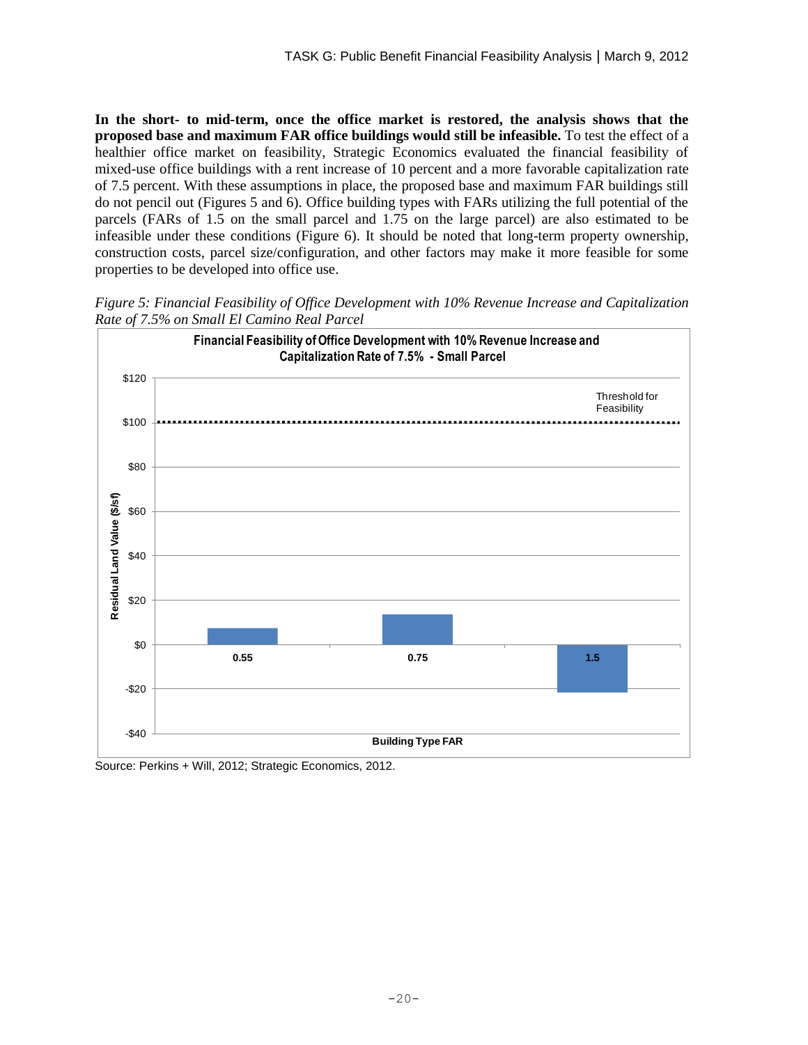**In the short- to mid-term, once the office market is restored, the analysis shows that the proposed base and maximum FAR office buildings would still be infeasible.** To test the effect of a healthier office market on feasibility, Strategic Economics evaluated the financial feasibility of mixed-use office buildings with a rent increase of 10 percent and a more favorable capitalization rate of 7.5 percent. With these assumptions in place, the proposed base and maximum FAR buildings still do not pencil out (Figures 5 and 6). Office building types with FARs utilizing the full potential of the parcels (FARs of 1.5 on the small parcel and 1.75 on the large parcel) are also estimated to be infeasible under these conditions (Figure 6). It should be noted that long-term property ownership, construction costs, parcel size/configuration, and other factors may make it more feasible for some properties to be developed into office use.

*Figure 5: Financial Feasibility of Office Development with 10% Revenue Increase and Capitalization Rate of 7.5% on Small El Camino Real Parcel*

**Financial Feasibility of Office Development with 10% Revenue Increase and Capitalization Rate of 7.5% - Small Parcel**

Residual Land Value ($/sf) by Building Type FAR (Threshold for Feasibility: $100):

| Building Type FAR | Residual Land Value ($/sf) |
| --- | --- |
| 0.55 | ~$7 |
| 0.75 | ~$13 |
| 1.5 | ~-$21 |

Source: Perkins + Will, 2012; Strategic Economics, 2012.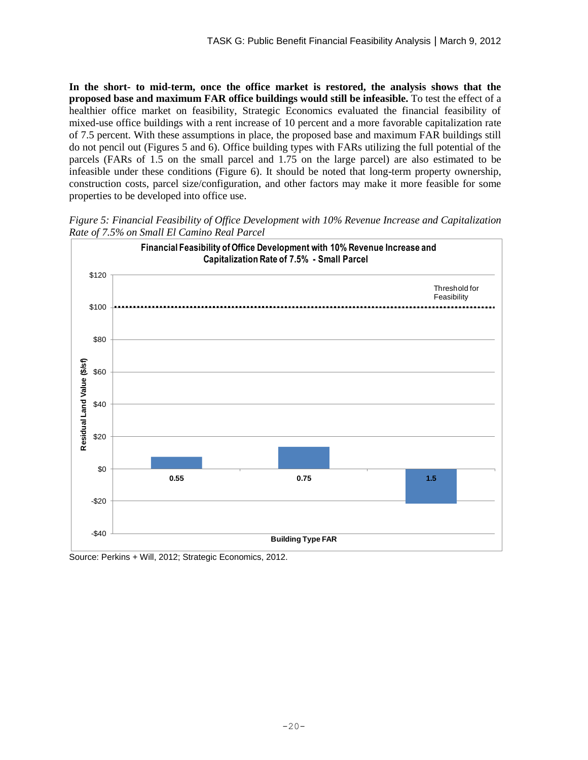**In the short- to mid-term, once the office market is restored, the analysis shows that the proposed base and maximum FAR office buildings would still be infeasible.** To test the effect of a healthier office market on feasibility, Strategic Economics evaluated the financial feasibility of mixed-use office buildings with a rent increase of 10 percent and a more favorable capitalization rate of 7.5 percent. With these assumptions in place, the proposed base and maximum FAR buildings still do not pencil out (Figures 5 and 6). Office building types with FARs utilizing the full potential of the parcels (FARs of 1.5 on the small parcel and 1.75 on the large parcel) are also estimated to be infeasible under these conditions (Figure 6). It should be noted that long-term property ownership, construction costs, parcel size/configuration, and other factors may make it more feasible for some properties to be developed into office use.

*Figure 5: Financial Feasibility of Office Development with 10% Revenue Increase and Capitalization Rate of 7.5% on Small El Camino Real Parcel*

**Financial Feasibility of Office Development with 10% Revenue Increase and Capitalization Rate of 7.5% - Small Parcel**

Y-axis: Residual Land Value ($/sf); X-axis: Building Type FAR; Threshold for Feasibility: $100

Source: Perkins + Will, 2012; Strategic Economics, 2012.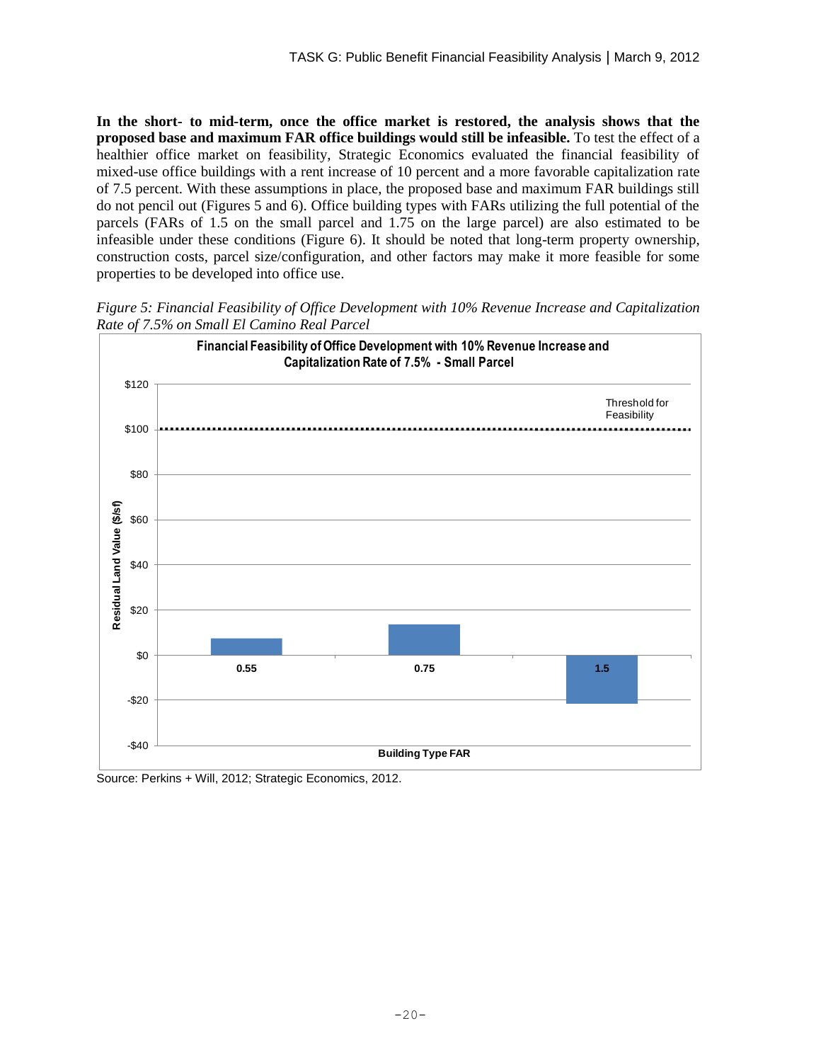**In the short- to mid-term, once the office market is restored, the analysis shows that the proposed base and maximum FAR office buildings would still be infeasible.** To test the effect of a healthier office market on feasibility, Strategic Economics evaluated the financial feasibility of mixed-use office buildings with a rent increase of 10 percent and a more favorable capitalization rate of 7.5 percent. With these assumptions in place, the proposed base and maximum FAR buildings still do not pencil out (Figures 5 and 6). Office building types with FARs utilizing the full potential of the parcels (FARs of 1.5 on the small parcel and 1.75 on the large parcel) are also estimated to be infeasible under these conditions (Figure 6). It should be noted that long-term property ownership, construction costs, parcel size/configuration, and other factors may make it more feasible for some properties to be developed into office use.

*Figure 5: Financial Feasibility of Office Development with 10% Revenue Increase and Capitalization Rate of 7.5% on Small El Camino Real Parcel*

**Financial Feasibility of Office Development with 10% Revenue Increase and Capitalization Rate of 7.5% - Small Parcel**

Source: Perkins + Will, 2012; Strategic Economics, 2012.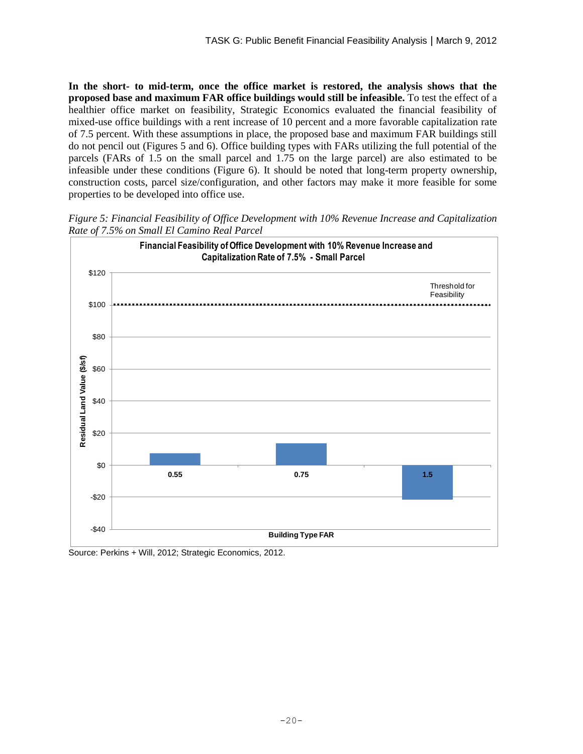**In the short- to mid-term, once the office market is restored, the analysis shows that the proposed base and maximum FAR office buildings would still be infeasible.** To test the effect of a healthier office market on feasibility, Strategic Economics evaluated the financial feasibility of mixed-use office buildings with a rent increase of 10 percent and a more favorable capitalization rate of 7.5 percent. With these assumptions in place, the proposed base and maximum FAR buildings still do not pencil out (Figures 5 and 6). Office building types with FARs utilizing the full potential of the parcels (FARs of 1.5 on the small parcel and 1.75 on the large parcel) are also estimated to be infeasible under these conditions (Figure 6). It should be noted that long-term property ownership, construction costs, parcel size/configuration, and other factors may make it more feasible for some properties to be developed into office use.

*Figure 5: Financial Feasibility of Office Development with 10% Revenue Increase and Capitalization Rate of 7.5% on Small El Camino Real Parcel*

Financial Feasibility of Office Development with 10% Revenue Increase and Capitalization Rate of 7.5% - Small Parcel

Residual Land Value ($/sf)

$120
$100
$80
$60
$40
$20
$0
-$20
-$40

Threshold for Feasibility

0.55
0.75
1.5

Building Type FAR

Source: Perkins + Will, 2012; Strategic Economics, 2012.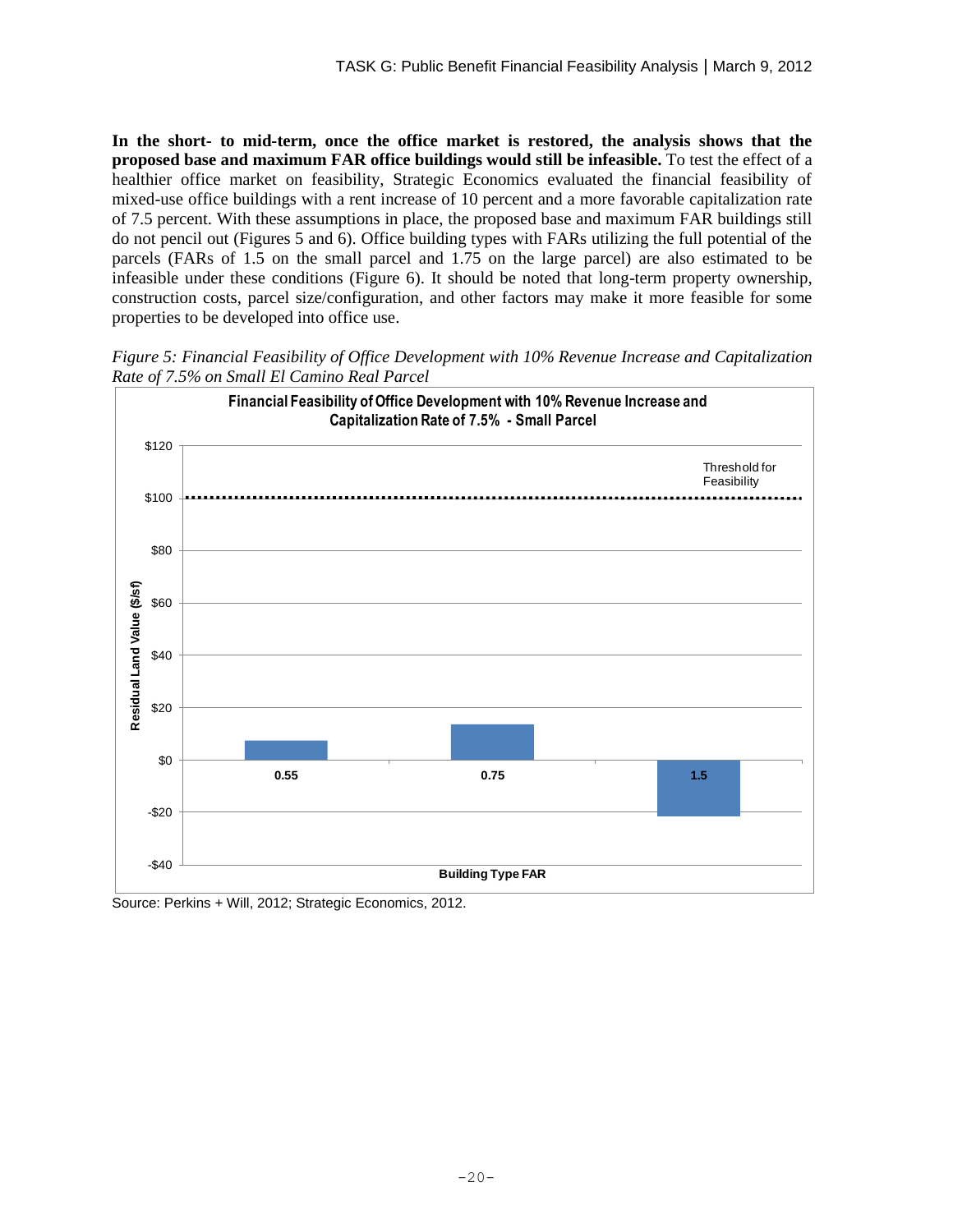**In the short- to mid-term, once the office market is restored, the analysis shows that the proposed base and maximum FAR office buildings would still be infeasible.** To test the effect of a healthier office market on feasibility, Strategic Economics evaluated the financial feasibility of mixed-use office buildings with a rent increase of 10 percent and a more favorable capitalization rate of 7.5 percent. With these assumptions in place, the proposed base and maximum FAR buildings still do not pencil out (Figures 5 and 6). Office building types with FARs utilizing the full potential of the parcels (FARs of 1.5 on the small parcel and 1.75 on the large parcel) are also estimated to be infeasible under these conditions (Figure 6). It should be noted that long-term property ownership, construction costs, parcel size/configuration, and other factors may make it more feasible for some properties to be developed into office use.

*Figure 5: Financial Feasibility of Office Development with 10% Revenue Increase and Capitalization Rate of 7.5% on Small El Camino Real Parcel*

**Financial Feasibility of Office Development with 10% Revenue Increase and Capitalization Rate of 7.5% - Small Parcel**

Residual Land Value ($/sf)

$120
$100
$80
$60
$40
$20
$0
-$20
-$40

Threshold for Feasibility

0.55
0.75
1.5

Building Type FAR

Source: Perkins + Will, 2012; Strategic Economics, 2012.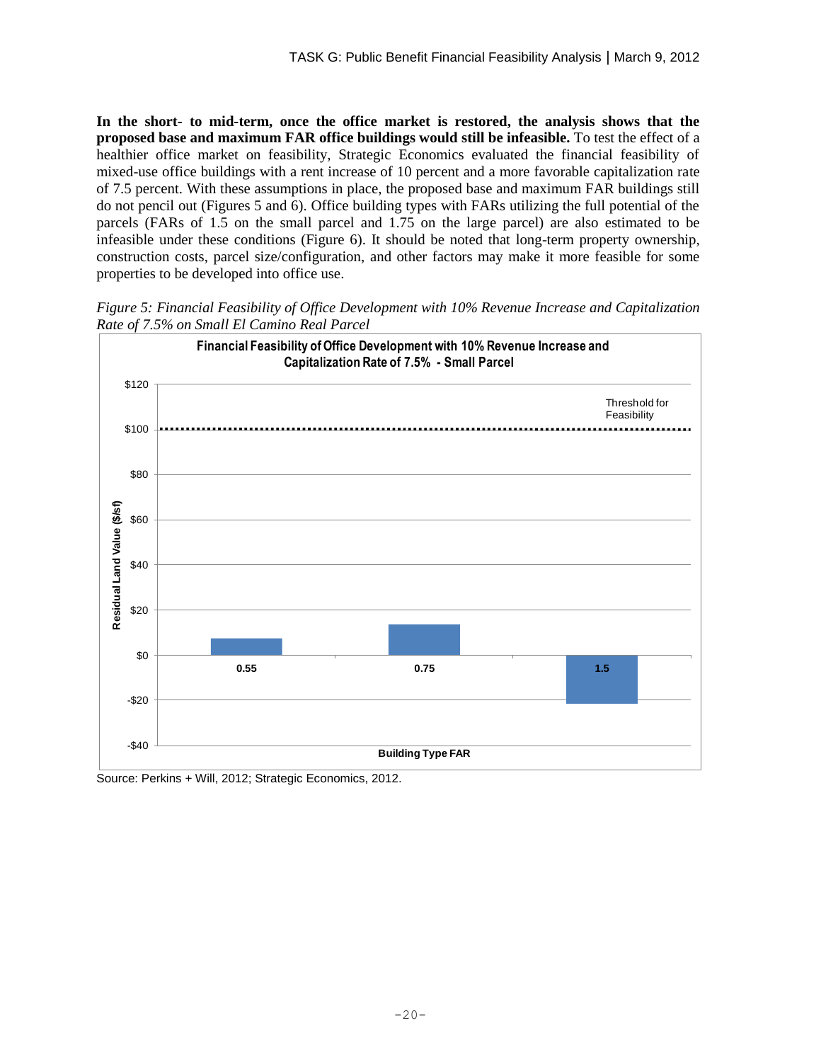**In the short- to mid-term, once the office market is restored, the analysis shows that the proposed base and maximum FAR office buildings would still be infeasible.** To test the effect of a healthier office market on feasibility, Strategic Economics evaluated the financial feasibility of mixed-use office buildings with a rent increase of 10 percent and a more favorable capitalization rate of 7.5 percent. With these assumptions in place, the proposed base and maximum FAR buildings still do not pencil out (Figures 5 and 6). Office building types with FARs utilizing the full potential of the parcels (FARs of 1.5 on the small parcel and 1.75 on the large parcel) are also estimated to be infeasible under these conditions (Figure 6). It should be noted that long-term property ownership, construction costs, parcel size/configuration, and other factors may make it more feasible for some properties to be developed into office use.

*Figure 5: Financial Feasibility of Office Development with 10% Revenue Increase and Capitalization Rate of 7.5% on Small El Camino Real Parcel*

Financial Feasibility of Office Development with 10% Revenue Increase and Capitalization Rate of 7.5% - Small Parcel

Residual Land Value ($/sf)

$120
$100
$80
$60
$40
$20
$0
-$20
-$40

Threshold for Feasibility

0.55
0.75
1.5

Building Type FAR

Source: Perkins + Will, 2012; Strategic Economics, 2012.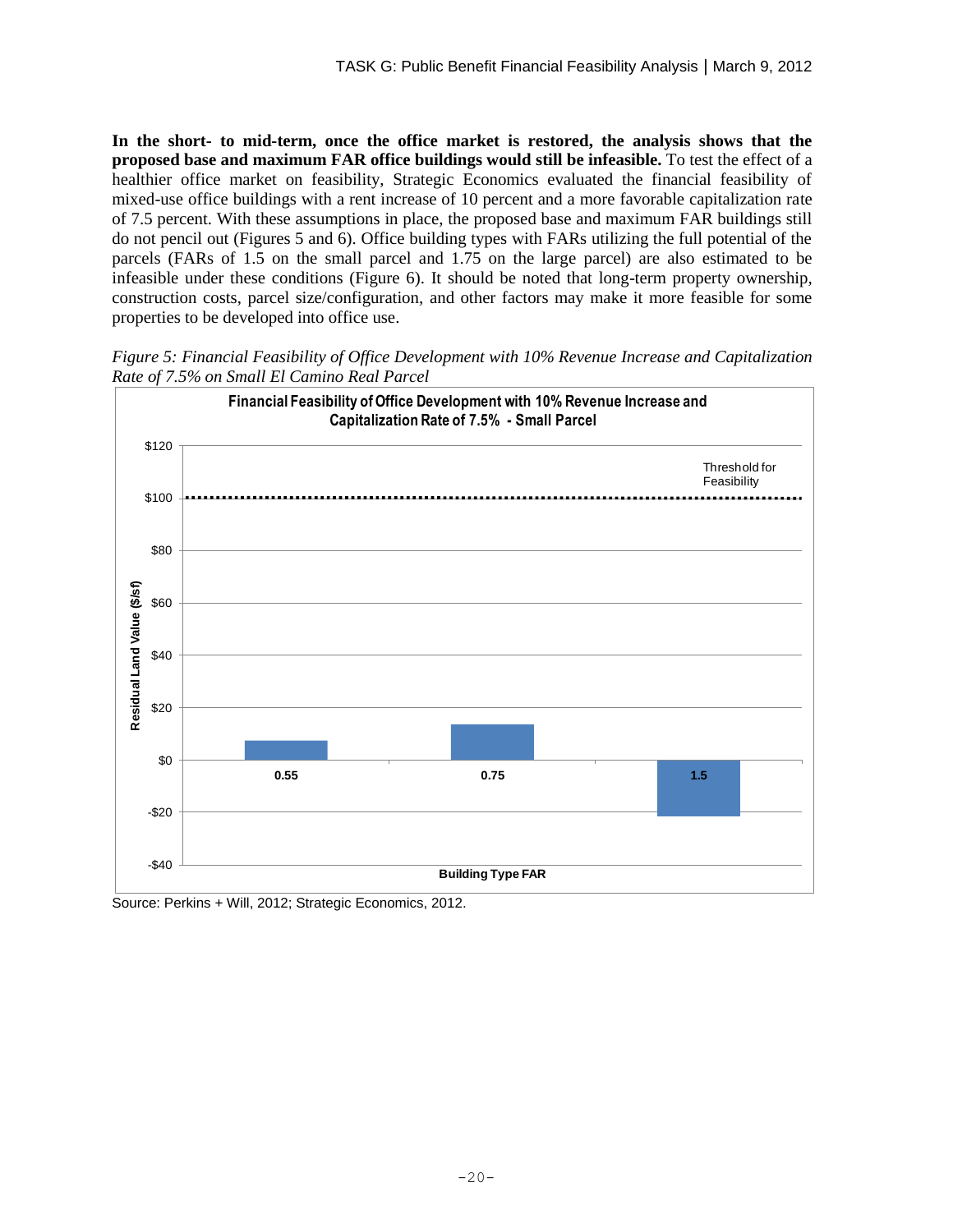**In the short- to mid-term, once the office market is restored, the analysis shows that the proposed base and maximum FAR office buildings would still be infeasible.** To test the effect of a healthier office market on feasibility, Strategic Economics evaluated the financial feasibility of mixed-use office buildings with a rent increase of 10 percent and a more favorable capitalization rate of 7.5 percent. With these assumptions in place, the proposed base and maximum FAR buildings still do not pencil out (Figures 5 and 6). Office building types with FARs utilizing the full potential of the parcels (FARs of 1.5 on the small parcel and 1.75 on the large parcel) are also estimated to be infeasible under these conditions (Figure 6). It should be noted that long-term property ownership, construction costs, parcel size/configuration, and other factors may make it more feasible for some properties to be developed into office use.

*Figure 5: Financial Feasibility of Office Development with 10% Revenue Increase and Capitalization Rate of 7.5% on Small El Camino Real Parcel*

Financial Feasibility of Office Development with 10% Revenue Increase and Capitalization Rate of 7.5% - Small Parcel

Residual Land Value ($/sf)

$120
$100
$80
$60
$40
$20
$0
-$20
-$40

Threshold for Feasibility

0.55
0.75
1.5

Building Type FAR

Source: Perkins + Will, 2012; Strategic Economics, 2012.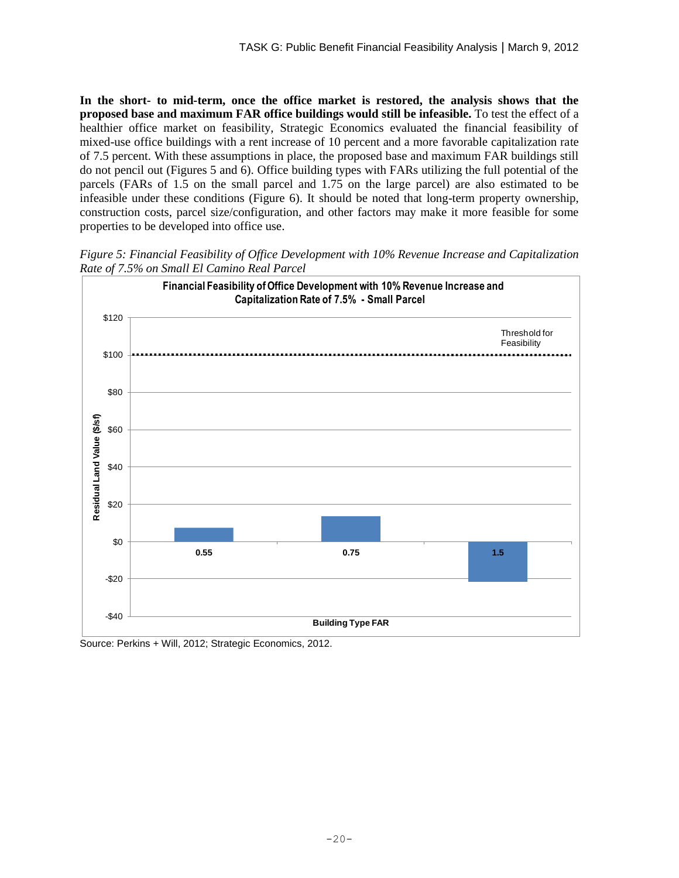**In the short- to mid-term, once the office market is restored, the analysis shows that the proposed base and maximum FAR office buildings would still be infeasible.** To test the effect of a healthier office market on feasibility, Strategic Economics evaluated the financial feasibility of mixed-use office buildings with a rent increase of 10 percent and a more favorable capitalization rate of 7.5 percent. With these assumptions in place, the proposed base and maximum FAR buildings still do not pencil out (Figures 5 and 6). Office building types with FARs utilizing the full potential of the parcels (FARs of 1.5 on the small parcel and 1.75 on the large parcel) are also estimated to be infeasible under these conditions (Figure 6). It should be noted that long-term property ownership, construction costs, parcel size/configuration, and other factors may make it more feasible for some properties to be developed into office use.

*Figure 5: Financial Feasibility of Office Development with 10% Revenue Increase and Capitalization Rate of 7.5% on Small El Camino Real Parcel*

**Financial Feasibility of Office Development with 10% Revenue Increase and Capitalization Rate of 7.5% - Small Parcel**

Residual Land Value ($/sf)

$120
$100
$80
$60
$40
$20
$0
-$20
-$40

Threshold for Feasibility

0.55
0.75
1.5

**Building Type FAR**

Source: Perkins + Will, 2012; Strategic Economics, 2012.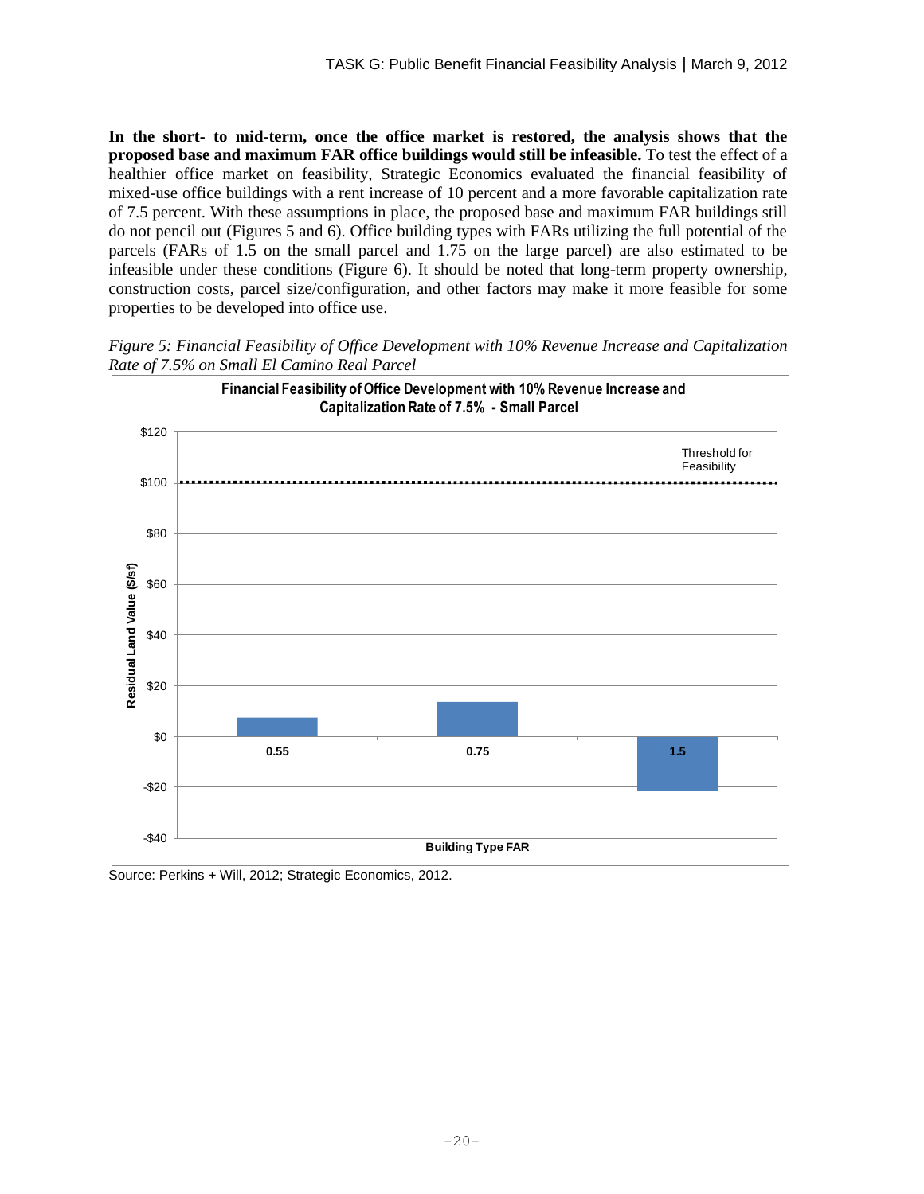**In the short- to mid-term, once the office market is restored, the analysis shows that the proposed base and maximum FAR office buildings would still be infeasible.** To test the effect of a healthier office market on feasibility, Strategic Economics evaluated the financial feasibility of mixed-use office buildings with a rent increase of 10 percent and a more favorable capitalization rate of 7.5 percent. With these assumptions in place, the proposed base and maximum FAR buildings still do not pencil out (Figures 5 and 6). Office building types with FARs utilizing the full potential of the parcels (FARs of 1.5 on the small parcel and 1.75 on the large parcel) are also estimated to be infeasible under these conditions (Figure 6). It should be noted that long-term property ownership, construction costs, parcel size/configuration, and other factors may make it more feasible for some properties to be developed into office use.

*Figure 5: Financial Feasibility of Office Development with 10% Revenue Increase and Capitalization Rate of 7.5% on Small El Camino Real Parcel*

**Financial Feasibility of Office Development with 10% Revenue Increase and Capitalization Rate of 7.5% - Small Parcel**

Residual Land Value ($/sf)

$120
$100
$80
$60
$40
$20
$0
-$20
-$40

Threshold for Feasibility

0.55
0.75
1.5

Building Type FAR

Source: Perkins + Will, 2012; Strategic Economics, 2012.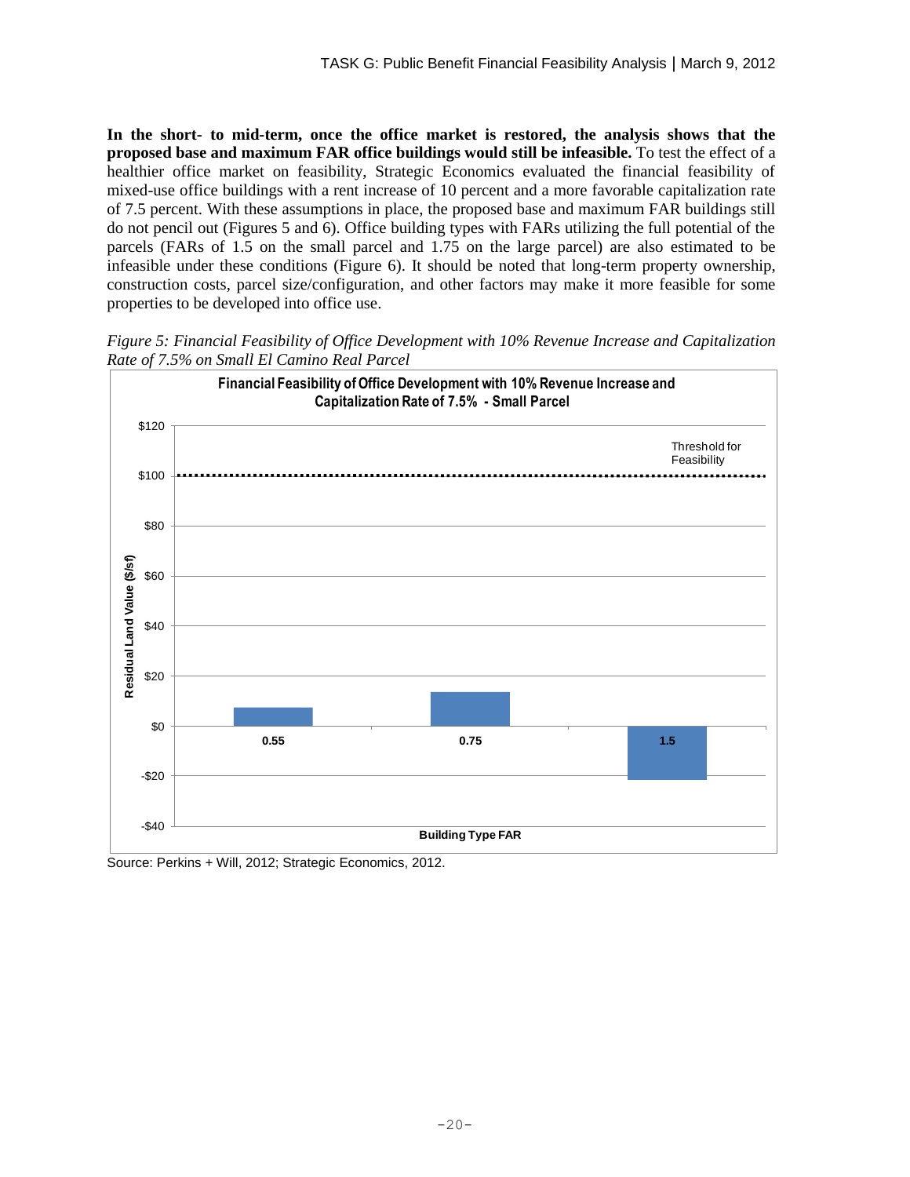**In the short- to mid-term, once the office market is restored, the analysis shows that the proposed base and maximum FAR office buildings would still be infeasible.** To test the effect of a healthier office market on feasibility, Strategic Economics evaluated the financial feasibility of mixed-use office buildings with a rent increase of 10 percent and a more favorable capitalization rate of 7.5 percent. With these assumptions in place, the proposed base and maximum FAR buildings still do not pencil out (Figures 5 and 6). Office building types with FARs utilizing the full potential of the parcels (FARs of 1.5 on the small parcel and 1.75 on the large parcel) are also estimated to be infeasible under these conditions (Figure 6). It should be noted that long-term property ownership, construction costs, parcel size/configuration, and other factors may make it more feasible for some properties to be developed into office use.

*Figure 5: Financial Feasibility of Office Development with 10% Revenue Increase and Capitalization Rate of 7.5% on Small El Camino Real Parcel*

Financial Feasibility of Office Development with 10% Revenue Increase and Capitalization Rate of 7.5% - Small Parcel

Threshold for Feasibility

$120
$100
$80
$60
$40
$20
$0
-$20
-$40

Residual Land Value ($/sf)

0.55
0.75
1.5

Building Type FAR

Source: Perkins + Will, 2012; Strategic Economics, 2012.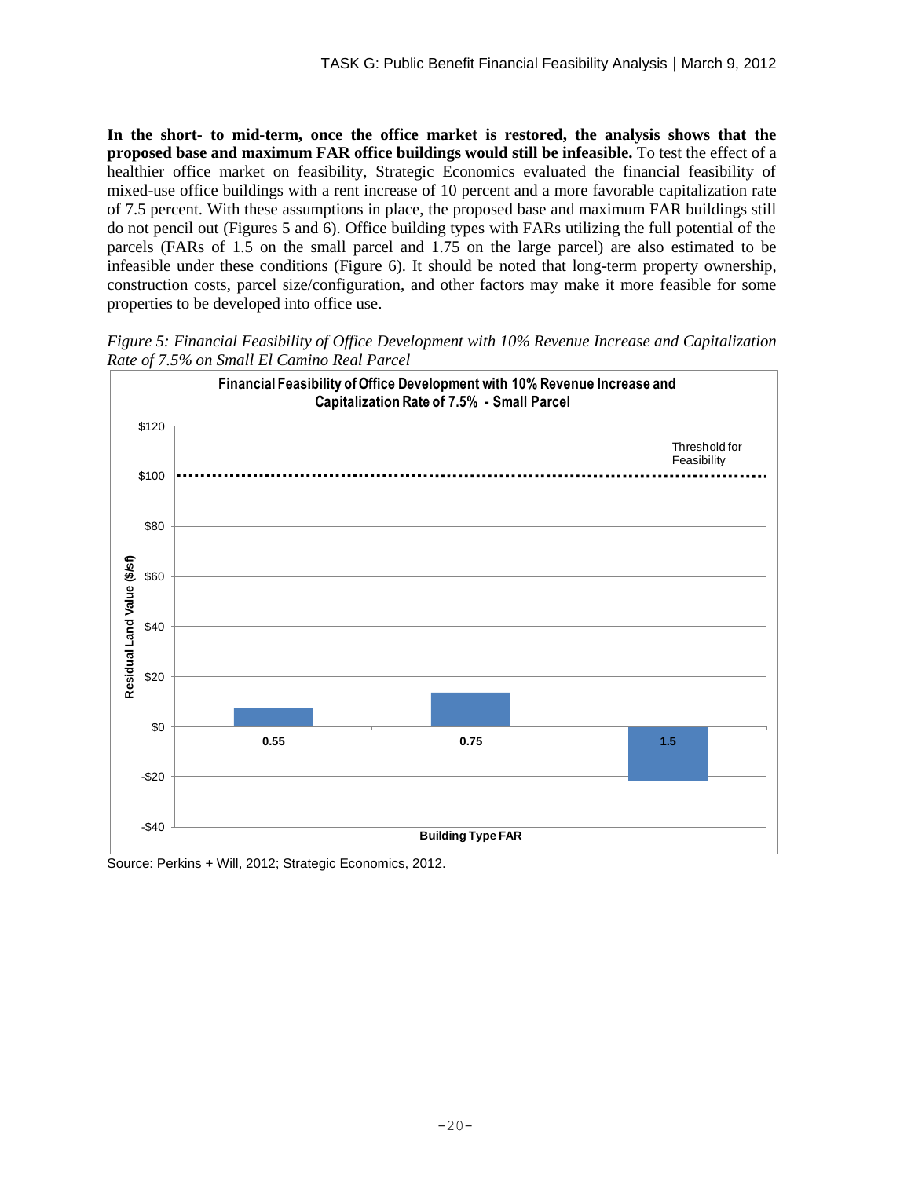**In the short- to mid-term, once the office market is restored, the analysis shows that the proposed base and maximum FAR office buildings would still be infeasible.** To test the effect of a healthier office market on feasibility, Strategic Economics evaluated the financial feasibility of mixed-use office buildings with a rent increase of 10 percent and a more favorable capitalization rate of 7.5 percent. With these assumptions in place, the proposed base and maximum FAR buildings still do not pencil out (Figures 5 and 6). Office building types with FARs utilizing the full potential of the parcels (FARs of 1.5 on the small parcel and 1.75 on the large parcel) are also estimated to be infeasible under these conditions (Figure 6). It should be noted that long-term property ownership, construction costs, parcel size/configuration, and other factors may make it more feasible for some properties to be developed into office use.

*Figure 5: Financial Feasibility of Office Development with 10% Revenue Increase and Capitalization Rate of 7.5% on Small El Camino Real Parcel*

Financial Feasibility of Office Development with 10% Revenue Increase and Capitalization Rate of 7.5% - Small Parcel

Residual Land Value ($/sf)

$120
$100
$80
$60
$40
$20
$0
-$20
-$40

Threshold for Feasibility

0.55
0.75
1.5

Building Type FAR

Source: Perkins + Will, 2012; Strategic Economics, 2012.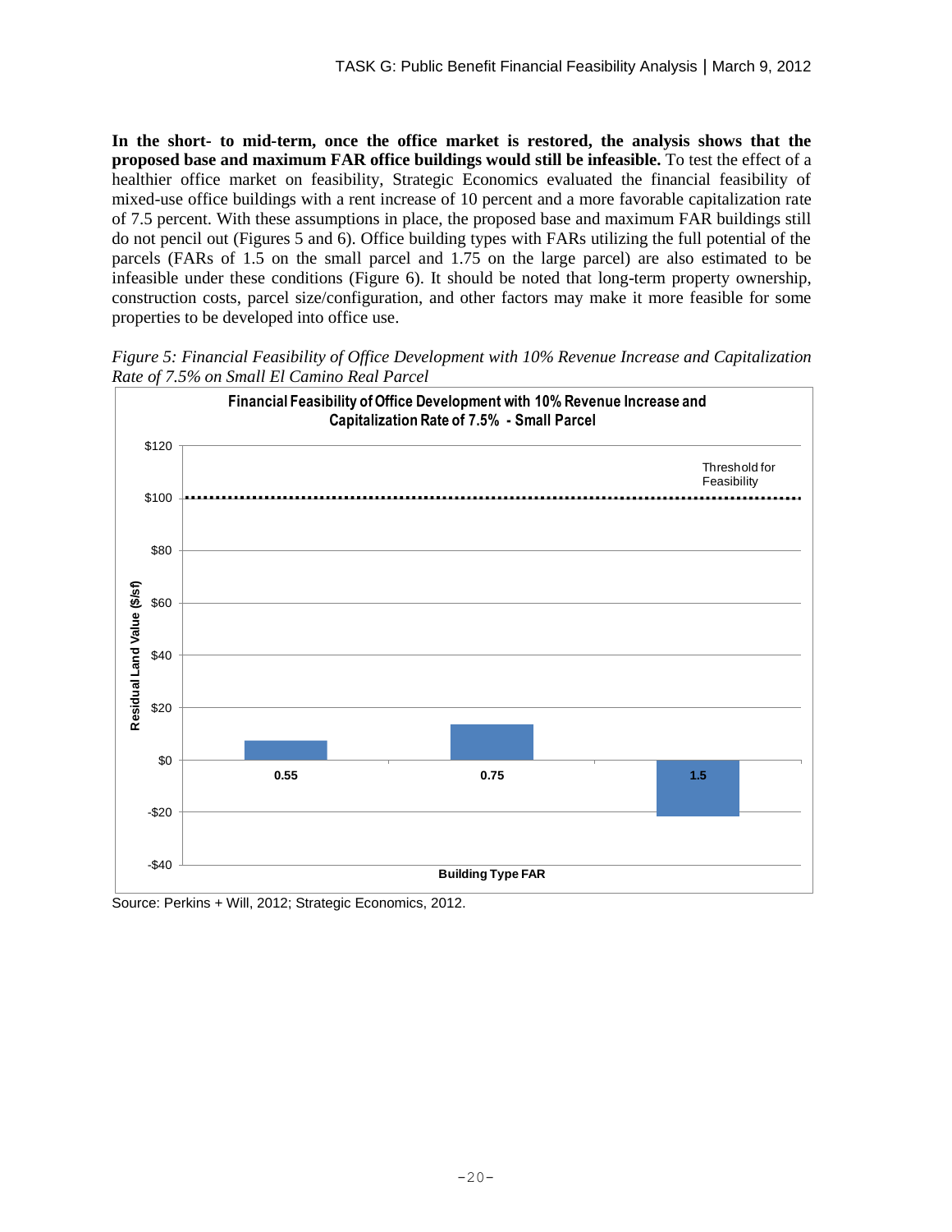**In the short- to mid-term, once the office market is restored, the analysis shows that the proposed base and maximum FAR office buildings would still be infeasible.** To test the effect of a healthier office market on feasibility, Strategic Economics evaluated the financial feasibility of mixed-use office buildings with a rent increase of 10 percent and a more favorable capitalization rate of 7.5 percent. With these assumptions in place, the proposed base and maximum FAR buildings still do not pencil out (Figures 5 and 6). Office building types with FARs utilizing the full potential of the parcels (FARs of 1.5 on the small parcel and 1.75 on the large parcel) are also estimated to be infeasible under these conditions (Figure 6). It should be noted that long-term property ownership, construction costs, parcel size/configuration, and other factors may make it more feasible for some properties to be developed into office use.

*Figure 5: Financial Feasibility of Office Development with 10% Revenue Increase and Capitalization Rate of 7.5% on Small El Camino Real Parcel*

**Financial Feasibility of Office Development with 10% Revenue Increase and Capitalization Rate of 7.5% - Small Parcel**

Residual Land Value ($/sf)

$120
$100
$80
$60
$40
$20
$0
-$20
-$40

Threshold for Feasibility

0.55
0.75
1.5

**Building Type FAR**

Source: Perkins + Will, 2012; Strategic Economics, 2012.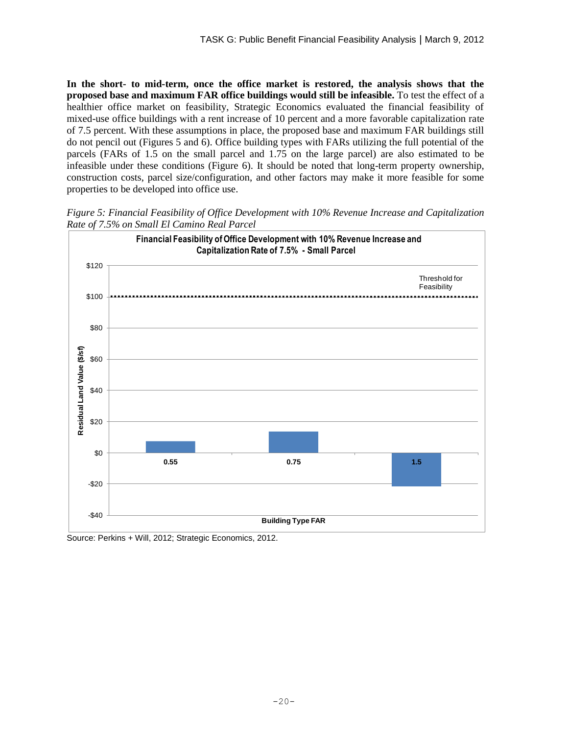**In the short- to mid-term, once the office market is restored, the analysis shows that the proposed base and maximum FAR office buildings would still be infeasible.** To test the effect of a healthier office market on feasibility, Strategic Economics evaluated the financial feasibility of mixed-use office buildings with a rent increase of 10 percent and a more favorable capitalization rate of 7.5 percent. With these assumptions in place, the proposed base and maximum FAR buildings still do not pencil out (Figures 5 and 6). Office building types with FARs utilizing the full potential of the parcels (FARs of 1.5 on the small parcel and 1.75 on the large parcel) are also estimated to be infeasible under these conditions (Figure 6). It should be noted that long-term property ownership, construction costs, parcel size/configuration, and other factors may make it more feasible for some properties to be developed into office use.

*Figure 5: Financial Feasibility of Office Development with 10% Revenue Increase and Capitalization Rate of 7.5% on Small El Camino Real Parcel*

Financial Feasibility of Office Development with 10% Revenue Increase and Capitalization Rate of 7.5% - Small Parcel

Residual Land Value ($/sf)

$120
$100
$80
$60
$40
$20
$0
-$20
-$40

Threshold for Feasibility

0.55
0.75
1.5

Building Type FAR

Source: Perkins + Will, 2012; Strategic Economics, 2012.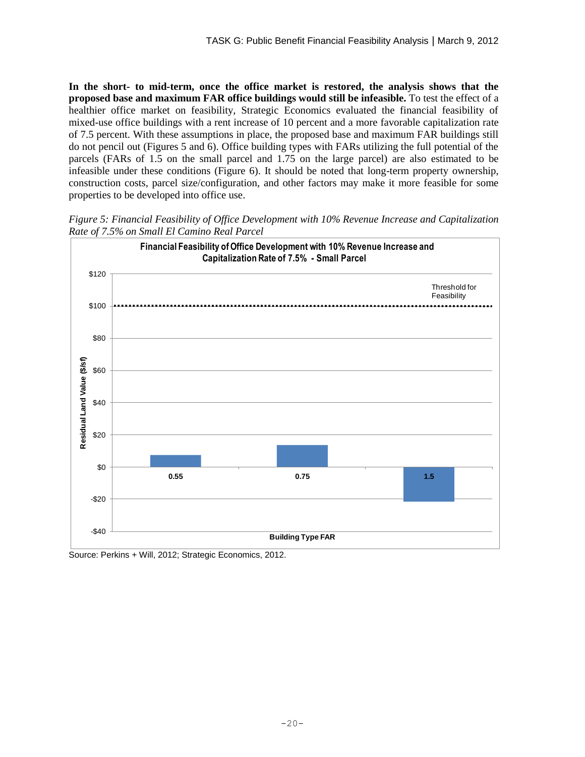**In the short- to mid-term, once the office market is restored, the analysis shows that the proposed base and maximum FAR office buildings would still be infeasible.** To test the effect of a healthier office market on feasibility, Strategic Economics evaluated the financial feasibility of mixed-use office buildings with a rent increase of 10 percent and a more favorable capitalization rate of 7.5 percent. With these assumptions in place, the proposed base and maximum FAR buildings still do not pencil out (Figures 5 and 6). Office building types with FARs utilizing the full potential of the parcels (FARs of 1.5 on the small parcel and 1.75 on the large parcel) are also estimated to be infeasible under these conditions (Figure 6). It should be noted that long-term property ownership, construction costs, parcel size/configuration, and other factors may make it more feasible for some properties to be developed into office use.

*Figure 5: Financial Feasibility of Office Development with 10% Revenue Increase and Capitalization Rate of 7.5% on Small El Camino Real Parcel*

Financial Feasibility of Office Development with 10% Revenue Increase and Capitalization Rate of 7.5% - Small Parcel

Residual Land Value ($/sf)

$120
$100
$80
$60
$40
$20
$0
-$20
-$40

Threshold for Feasibility

0.55
0.75
1.5

Building Type FAR

Source: Perkins + Will, 2012; Strategic Economics, 2012.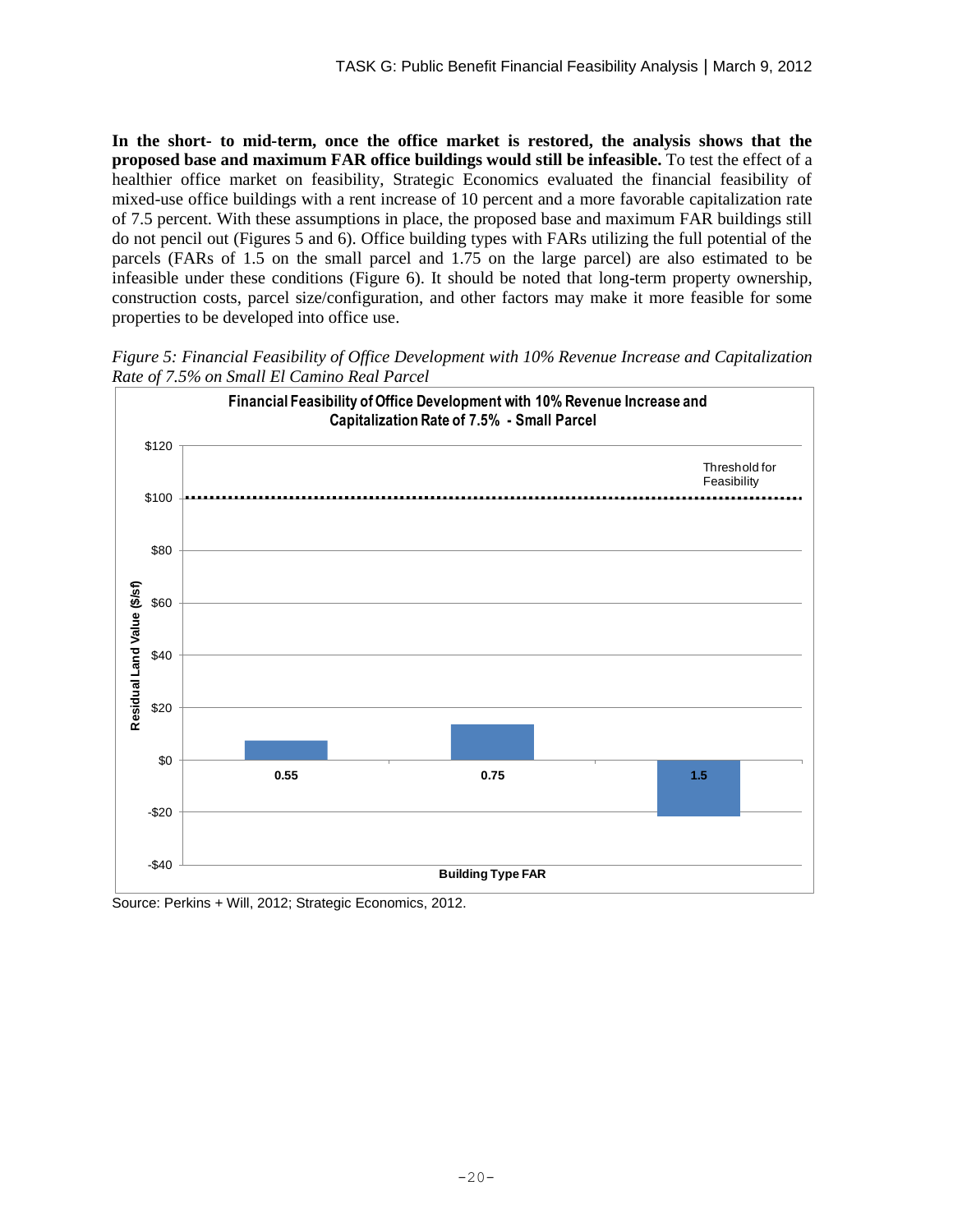**In the short- to mid-term, once the office market is restored, the analysis shows that the proposed base and maximum FAR office buildings would still be infeasible.** To test the effect of a healthier office market on feasibility, Strategic Economics evaluated the financial feasibility of mixed-use office buildings with a rent increase of 10 percent and a more favorable capitalization rate of 7.5 percent. With these assumptions in place, the proposed base and maximum FAR buildings still do not pencil out (Figures 5 and 6). Office building types with FARs utilizing the full potential of the parcels (FARs of 1.5 on the small parcel and 1.75 on the large parcel) are also estimated to be infeasible under these conditions (Figure 6). It should be noted that long-term property ownership, construction costs, parcel size/configuration, and other factors may make it more feasible for some properties to be developed into office use.

*Figure 5: Financial Feasibility of Office Development with 10% Revenue Increase and Capitalization Rate of 7.5% on Small El Camino Real Parcel*

**Financial Feasibility of Office Development with 10% Revenue Increase and Capitalization Rate of 7.5% - Small Parcel**

Residual Land Value ($/sf)

$120
$100
$80
$60
$40
$20
$0
-$20
-$40

Threshold for Feasibility

0.55
0.75
1.5

**Building Type FAR**

Source: Perkins + Will, 2012; Strategic Economics, 2012.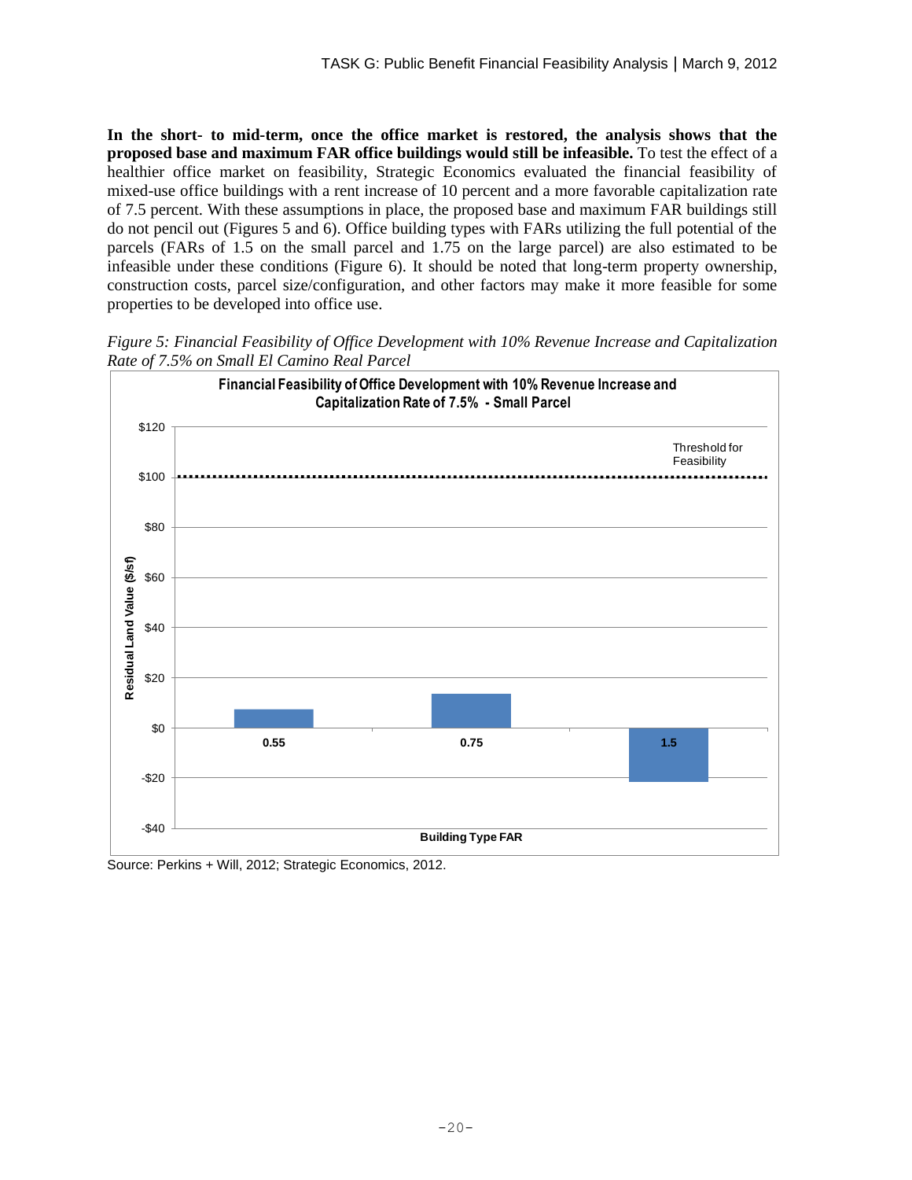**In the short- to mid-term, once the office market is restored, the analysis shows that the proposed base and maximum FAR office buildings would still be infeasible.** To test the effect of a healthier office market on feasibility, Strategic Economics evaluated the financial feasibility of mixed-use office buildings with a rent increase of 10 percent and a more favorable capitalization rate of 7.5 percent. With these assumptions in place, the proposed base and maximum FAR buildings still do not pencil out (Figures 5 and 6). Office building types with FARs utilizing the full potential of the parcels (FARs of 1.5 on the small parcel and 1.75 on the large parcel) are also estimated to be infeasible under these conditions (Figure 6). It should be noted that long-term property ownership, construction costs, parcel size/configuration, and other factors may make it more feasible for some properties to be developed into office use.

*Figure 5: Financial Feasibility of Office Development with 10% Revenue Increase and Capitalization Rate of 7.5% on Small El Camino Real Parcel*

Financial Feasibility of Office Development with 10% Revenue Increase and Capitalization Rate of 7.5% - Small Parcel

Residual Land Value ($/sf)

$120
$100
$80
$60
$40
$20
$0
-$20
-$40

Threshold for Feasibility

0.55
0.75
1.5

Building Type FAR

Source: Perkins + Will, 2012; Strategic Economics, 2012.